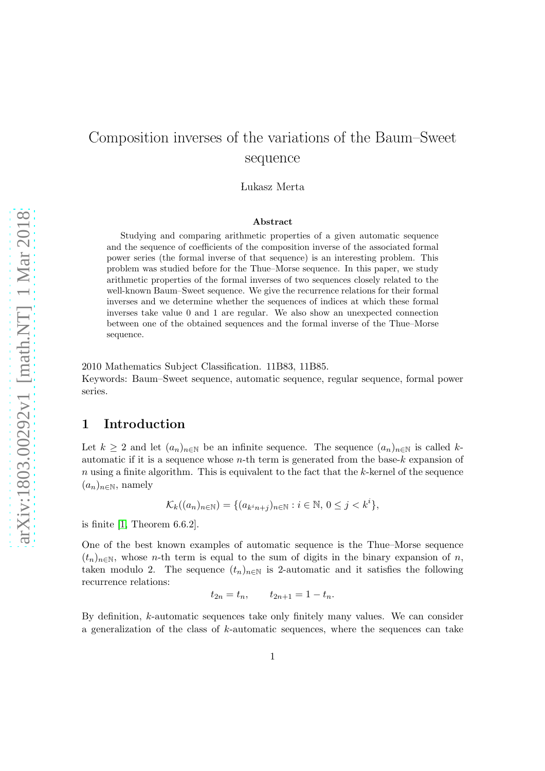# Composition inverses of the variations of the Baum–Sweet sequence

Łukasz Merta

## Abstract

Studying and comparing arithmetic properties of a given automatic sequence and the sequence of coefficients of the composition inverse of the associated formal power series (the formal inverse of that sequence) is an interesting problem. This problem was studied before for the Thue–Morse sequence. In this paper, we study arithmetic properties of the formal inverses of two sequences closely related to the well-known Baum–Sweet sequence. We give the recurrence relations for their formal inverses and we determine whether the sequences of indices at which these formal inverses take value 0 and 1 are regular. We also show an unexpected connection between one of the obtained sequences and the formal inverse of the Thue–Morse sequence.

2010 Mathematics Subject Classification. 11B83, 11B85.

Keywords: Baum–Sweet sequence, automatic sequence, regular sequence, formal power series.

## 1 Introduction

Let $k \geq 2$ and let $(a_n)_{n\in\mathbb{N}}$ be an infinite sequence. The sequence $(a_n)_{n\in\mathbb{N}}$ is called $k$-automatic if it is a sequence whose $n$-th term is generated from the base-$k$ expansion of $n$ using a finite algorithm. This is equivalent to the fact that the $k$-kernel of the sequence $(a_n)_{n\in\mathbb{N}}$, namely

$$\mathcal{K}_k((a_n)_{n\in\mathbb{N}}) = \{(a_{k^i n+j})_{n\in\mathbb{N}} : i \in \mathbb{N},\, 0 \leq j < k^i\},$$

is finite [1, Theorem 6.6.2].

One of the best known examples of automatic sequence is the Thue–Morse sequence $(t_n)_{n\in\mathbb{N}}$, whose $n$-th term is equal to the sum of digits in the binary expansion of $n$, taken modulo 2. The sequence $(t_n)_{n\in\mathbb{N}}$ is 2-automatic and it satisfies the following recurrence relations:

$$t_{2n} = t_n, \qquad t_{2n+1} = 1 - t_n.$$

By definition, $k$-automatic sequences take only finitely many values. We can consider a generalization of the class of $k$-automatic sequences, where the sequences can take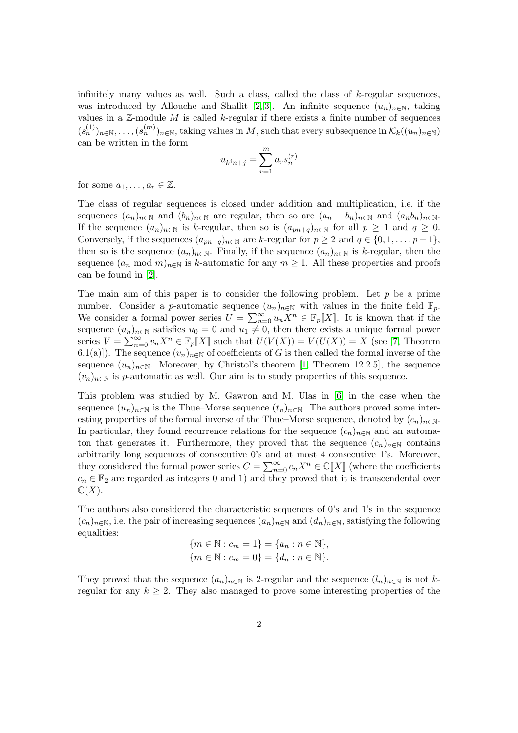infinitely many values as well. Such a class, called the class of $k$-regular sequences, was introduced by Allouche and Shallit [2, 3]. An infinite sequence $(u_n)_{n\in\mathbb{N}}$, taking values in a $\mathbb{Z}$-module $M$ is called $k$-regular if there exists a finite number of sequences $(s_n^{(1)})_{n\in\mathbb{N}}, \ldots, (s_n^{(m)})_{n\in\mathbb{N}}$, taking values in $M$, such that every subsequence in $\mathcal{K}_k((u_n)_{n\in\mathbb{N}})$ can be written in the form

$$u_{k^i n+j} = \sum_{r=1}^{m} a_r s_n^{(r)}$$

for some $a_1, \ldots, a_r \in \mathbb{Z}$.

The class of regular sequences is closed under addition and multiplication, i.e. if the sequences $(a_n)_{n\in\mathbb{N}}$ and $(b_n)_{n\in\mathbb{N}}$ are regular, then so are $(a_n + b_n)_{n\in\mathbb{N}}$ and $(a_n b_n)_{n\in\mathbb{N}}$. If the sequence $(a_n)_{n\in\mathbb{N}}$ is $k$-regular, then so is $(a_{pn+q})_{n\in\mathbb{N}}$ for all $p \geq 1$ and $q \geq 0$. Conversely, if the sequences $(a_{pn+q})_{n\in\mathbb{N}}$ are $k$-regular for $p \geq 2$ and $q \in \{0, 1, \ldots, p-1\}$, then so is the sequence $(a_n)_{n\in\mathbb{N}}$. Finally, if the sequence $(a_n)_{n\in\mathbb{N}}$ is $k$-regular, then the sequence $(a_n \bmod m)_{n\in\mathbb{N}}$ is $k$-automatic for any $m \geq 1$. All these properties and proofs can be found in [2].

The main aim of this paper is to consider the following problem. Let $p$ be a prime number. Consider a $p$-automatic sequence $(u_n)_{n\in\mathbb{N}}$ with values in the finite field $\mathbb{F}_p$. We consider a formal power series $U = \sum_{n=0}^{\infty} u_n X^n \in \mathbb{F}_p[\![X]\!]$. It is known that if the sequence $(u_n)_{n\in\mathbb{N}}$ satisfies $u_0 = 0$ and $u_1 \neq 0$, then there exists a unique formal power series $V = \sum_{n=0}^{\infty} v_n X^n \in \mathbb{F}_p[\![X]\!]$ such that $U(V(X)) = V(U(X)) = X$ (see [7, Theorem 6.1(a)]). The sequence $(v_n)_{n\in\mathbb{N}}$ of coefficients of $G$ is then called the formal inverse of the sequence $(u_n)_{n\in\mathbb{N}}$. Moreover, by Christol's theorem [1, Theorem 12.2.5], the sequence $(v_n)_{n\in\mathbb{N}}$ is $p$-automatic as well. Our aim is to study properties of this sequence.

This problem was studied by M. Gawron and M. Ulas in [6] in the case when the sequence $(u_n)_{n\in\mathbb{N}}$ is the Thue–Morse sequence $(t_n)_{n\in\mathbb{N}}$. The authors proved some interesting properties of the formal inverse of the Thue–Morse sequence, denoted by $(c_n)_{n\in\mathbb{N}}$. In particular, they found recurrence relations for the sequence $(c_n)_{n\in\mathbb{N}}$ and an automaton that generates it. Furthermore, they proved that the sequence $(c_n)_{n\in\mathbb{N}}$ contains arbitrarily long sequences of consecutive 0's and at most 4 consecutive 1's. Moreover, they considered the formal power series $C = \sum_{n=0}^{\infty} c_n X^n \in \mathbb{C}[\![X]\!]$ (where the coefficients $c_n \in \mathbb{F}_2$ are regarded as integers 0 and 1) and they proved that it is transcendental over $\mathbb{C}(X)$.

The authors also considered the characteristic sequences of 0's and 1's in the sequence $(c_n)_{n\in\mathbb{N}}$, i.e. the pair of increasing sequences $(a_n)_{n\in\mathbb{N}}$ and $(d_n)_{n\in\mathbb{N}}$, satisfying the following equalities:

$$\{m \in \mathbb{N} : c_m = 1\} = \{a_n : n \in \mathbb{N}\},$$
$$\{m \in \mathbb{N} : c_m = 0\} = \{d_n : n \in \mathbb{N}\}.$$

They proved that the sequence $(a_n)_{n\in\mathbb{N}}$ is 2-regular and the sequence $(l_n)_{n\in\mathbb{N}}$ is not $k$-regular for any $k \geq 2$. They also managed to prove some interesting properties of the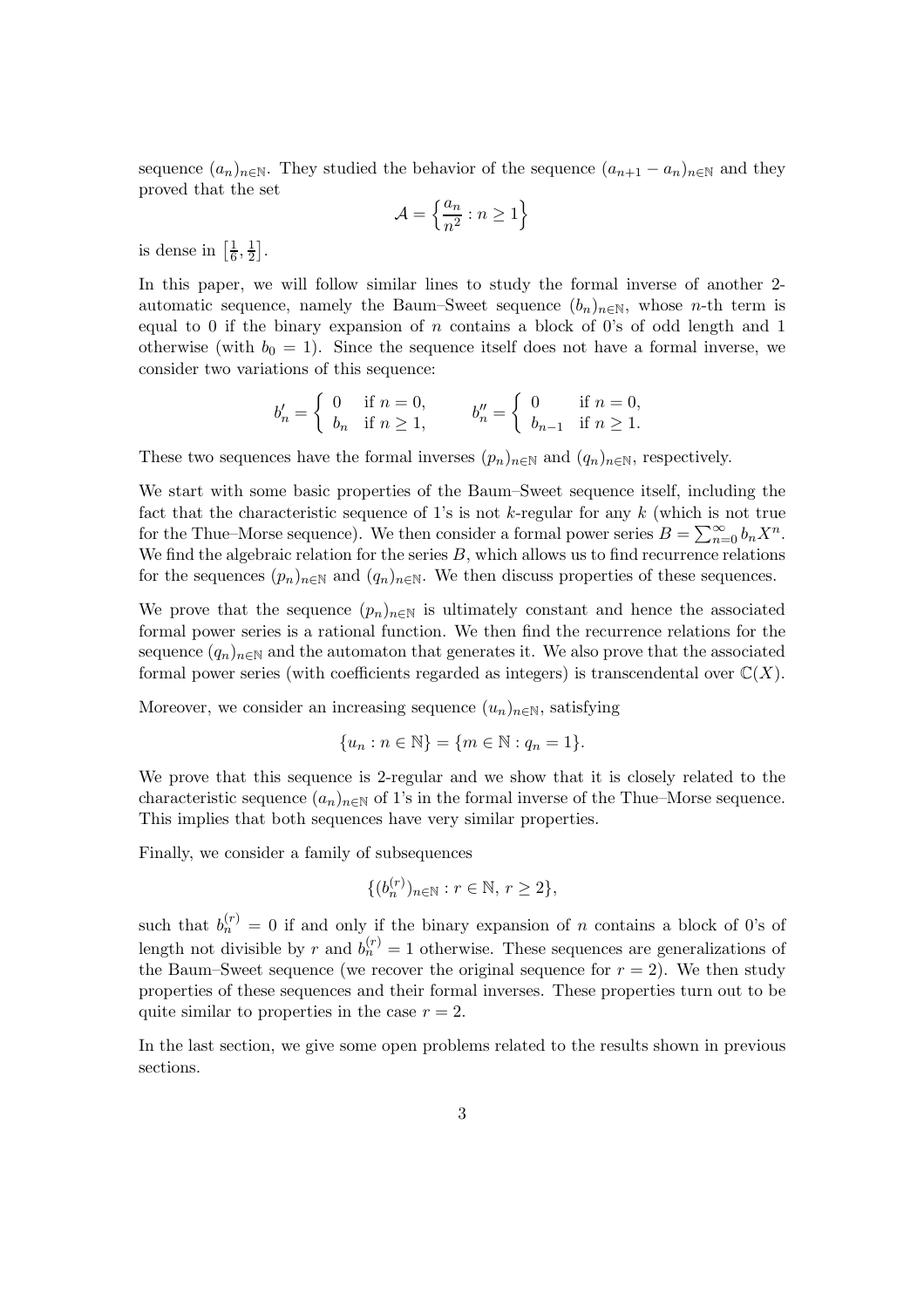sequence $(a_n)_{n\in\mathbb{N}}$. They studied the behavior of the sequence $(a_{n+1} - a_n)_{n\in\mathbb{N}}$ and they proved that the set

$$\mathcal{A} = \left\{\frac{a_n}{n^2} : n \geq 1\right\}$$

is dense in $\left[\frac{1}{6}, \frac{1}{2}\right]$.

In this paper, we will follow similar lines to study the formal inverse of another 2-automatic sequence, namely the Baum–Sweet sequence $(b_n)_{n\in\mathbb{N}}$, whose $n$-th term is equal to 0 if the binary expansion of $n$ contains a block of 0's of odd length and 1 otherwise (with $b_0 = 1$). Since the sequence itself does not have a formal inverse, we consider two variations of this sequence:

$$b'_n = \begin{cases} 0 & \text{if } n = 0, \\ b_n & \text{if } n \geq 1, \end{cases} \qquad b''_n = \begin{cases} 0 & \text{if } n = 0, \\ b_{n-1} & \text{if } n \geq 1. \end{cases}$$

These two sequences have the formal inverses $(p_n)_{n\in\mathbb{N}}$ and $(q_n)_{n\in\mathbb{N}}$, respectively.

We start with some basic properties of the Baum–Sweet sequence itself, including the fact that the characteristic sequence of 1's is not $k$-regular for any $k$ (which is not true for the Thue–Morse sequence). We then consider a formal power series $B = \sum_{n=0}^{\infty} b_n X^n$. We find the algebraic relation for the series $B$, which allows us to find recurrence relations for the sequences $(p_n)_{n\in\mathbb{N}}$ and $(q_n)_{n\in\mathbb{N}}$. We then discuss properties of these sequences.

We prove that the sequence $(p_n)_{n\in\mathbb{N}}$ is ultimately constant and hence the associated formal power series is a rational function. We then find the recurrence relations for the sequence $(q_n)_{n\in\mathbb{N}}$ and the automaton that generates it. We also prove that the associated formal power series (with coefficients regarded as integers) is transcendental over $\mathbb{C}(X)$.

Moreover, we consider an increasing sequence $(u_n)_{n\in\mathbb{N}}$, satisfying

$$\{u_n : n \in \mathbb{N}\} = \{m \in \mathbb{N} : q_m = 1\}.$$

We prove that this sequence is 2-regular and we show that it is closely related to the characteristic sequence $(a_n)_{n\in\mathbb{N}}$ of 1's in the formal inverse of the Thue–Morse sequence. This implies that both sequences have very similar properties.

Finally, we consider a family of subsequences

$$\{(b_n^{(r)})_{n\in\mathbb{N}} : r \in \mathbb{N},\, r \geq 2\},$$

such that $b_n^{(r)} = 0$ if and only if the binary expansion of $n$ contains a block of 0's of length not divisible by $r$ and $b_n^{(r)} = 1$ otherwise. These sequences are generalizations of the Baum–Sweet sequence (we recover the original sequence for $r = 2$). We then study properties of these sequences and their formal inverses. These properties turn out to be quite similar to properties in the case $r = 2$.

In the last section, we give some open problems related to the results shown in previous sections.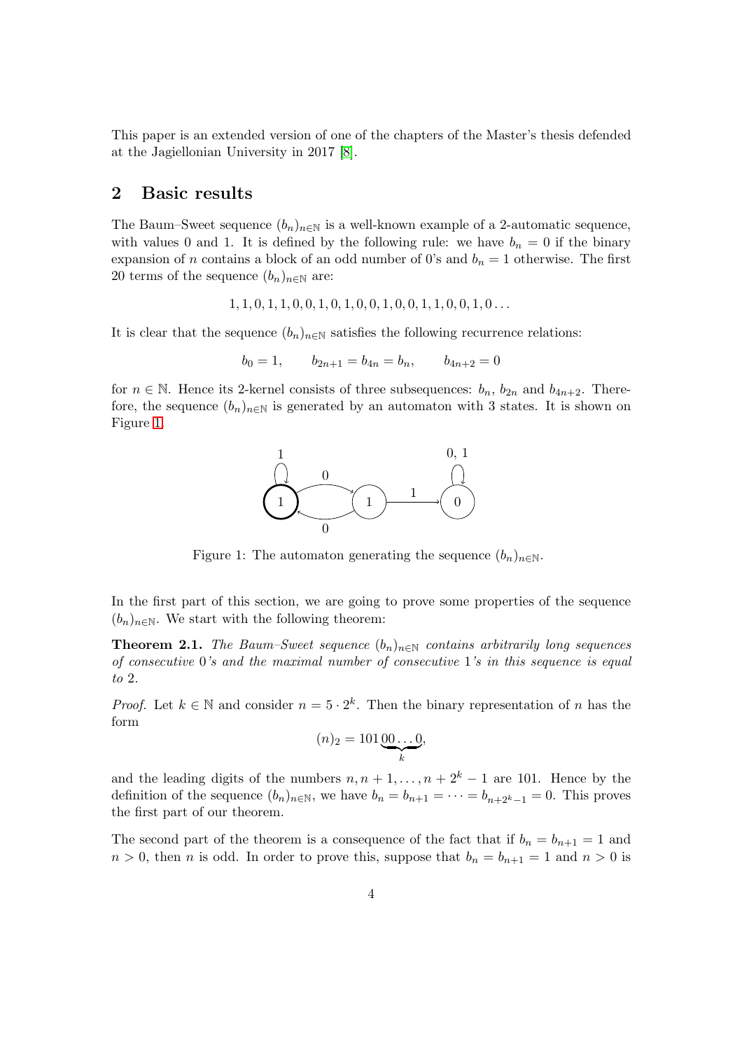This paper is an extended version of one of the chapters of the Master's thesis defended at the Jagiellonian University in 2017 [8].

## 2 Basic results

The Baum–Sweet sequence $(b_n)_{n\in\mathbb{N}}$ is a well-known example of a 2-automatic sequence, with values 0 and 1. It is defined by the following rule: we have $b_n = 0$ if the binary expansion of $n$ contains a block of an odd number of 0's and $b_n = 1$ otherwise. The first 20 terms of the sequence $(b_n)_{n\in\mathbb{N}}$ are:

$$1, 1, 0, 1, 1, 0, 0, 1, 0, 1, 0, 0, 1, 0, 0, 1, 1, 0, 0, 1, 0 \dots$$

It is clear that the sequence $(b_n)_{n\in\mathbb{N}}$ satisfies the following recurrence relations:

$$b_0 = 1, \qquad b_{2n+1} = b_{4n} = b_n, \qquad b_{4n+2} = 0$$

for $n \in \mathbb{N}$. Hence its 2-kernel consists of three subsequences: $b_n$, $b_{2n}$ and $b_{4n+2}$. Therefore, the sequence $(b_n)_{n\in\mathbb{N}}$ is generated by an automaton with 3 states. It is shown on Figure 1.

Figure 1: The automaton generating the sequence $(b_n)_{n\in\mathbb{N}}$.

In the first part of this section, we are going to prove some properties of the sequence $(b_n)_{n\in\mathbb{N}}$. We start with the following theorem:

**Theorem 2.1.** *The Baum–Sweet sequence $(b_n)_{n\in\mathbb{N}}$ contains arbitrarily long sequences of consecutive 0's and the maximal number of consecutive 1's in this sequence is equal to 2.*

*Proof.* Let $k \in \mathbb{N}$ and consider $n = 5 \cdot 2^k$. Then the binary representation of $n$ has the form

$$(n)_2 = 101\underbrace{00\dots0}_{k},$$

and the leading digits of the numbers $n, n+1, \dots, n+2^k-1$ are 101. Hence by the definition of the sequence $(b_n)_{n\in\mathbb{N}}$, we have $b_n = b_{n+1} = \dots = b_{n+2^k-1} = 0$. This proves the first part of our theorem.

The second part of the theorem is a consequence of the fact that if $b_n = b_{n+1} = 1$ and $n > 0$, then $n$ is odd. In order to prove this, suppose that $b_n = b_{n+1} = 1$ and $n > 0$ is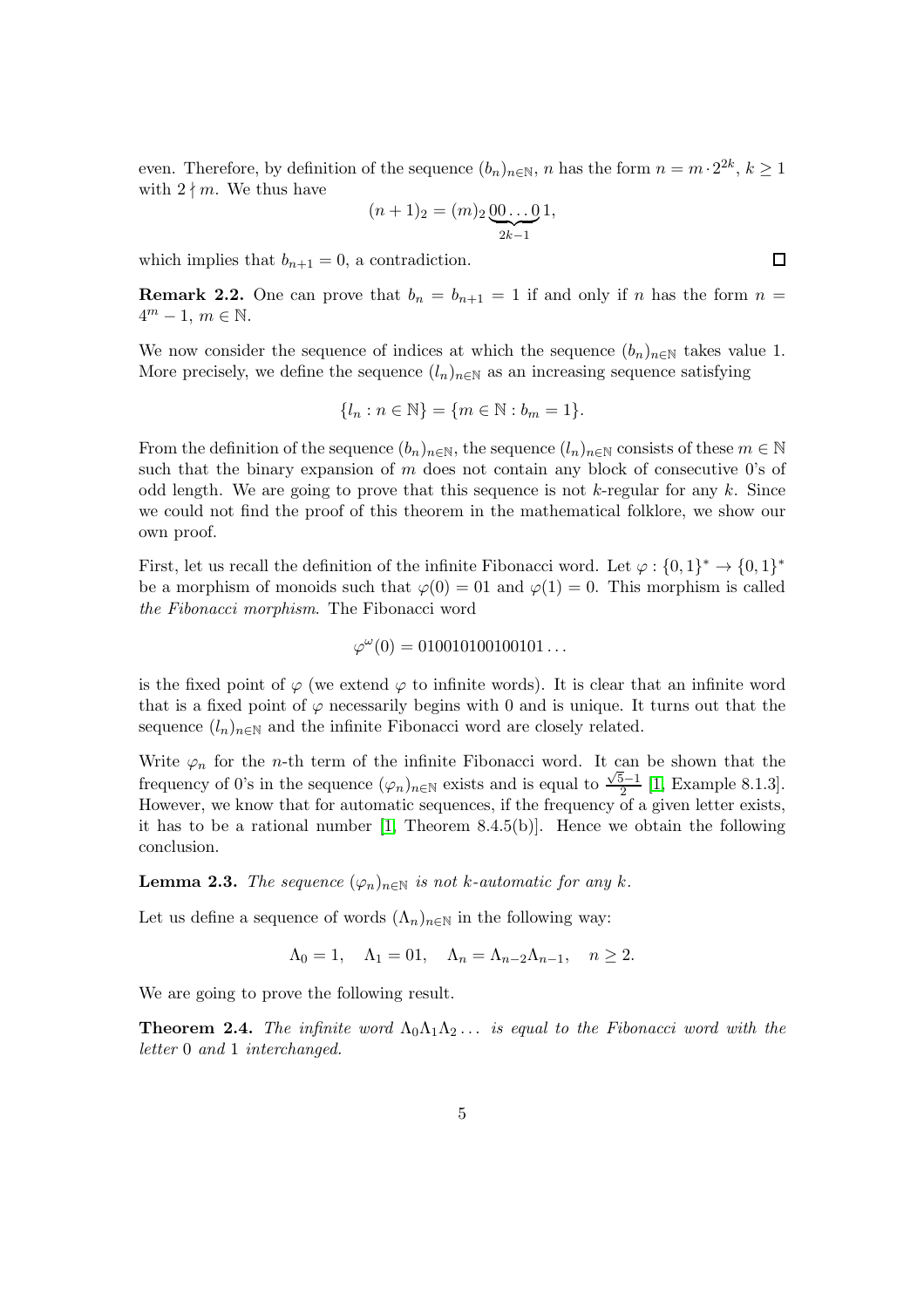even. Therefore, by definition of the sequence $(b_n)_{n\in\mathbb{N}}$, $n$ has the form $n = m\cdot 2^{2k}$, $k \geq 1$ with $2 \nmid m$. We thus have

$$(n+1)_2 = (m)_2 \underbrace{00\ldots0}_{2k-1}1,$$

which implies that $b_{n+1} = 0$, a contradiction. □

**Remark 2.2.** One can prove that $b_n = b_{n+1} = 1$ if and only if $n$ has the form $n = 4^m - 1$, $m \in \mathbb{N}$.

We now consider the sequence of indices at which the sequence $(b_n)_{n\in\mathbb{N}}$ takes value 1. More precisely, we define the sequence $(l_n)_{n\in\mathbb{N}}$ as an increasing sequence satisfying

$$\{l_n : n \in \mathbb{N}\} = \{m \in \mathbb{N} : b_m = 1\}.$$

From the definition of the sequence $(b_n)_{n\in\mathbb{N}}$, the sequence $(l_n)_{n\in\mathbb{N}}$ consists of these $m \in \mathbb{N}$ such that the binary expansion of $m$ does not contain any block of consecutive 0's of odd length. We are going to prove that this sequence is not $k$-regular for any $k$. Since we could not find the proof of this theorem in the mathematical folklore, we show our own proof.

First, let us recall the definition of the infinite Fibonacci word. Let $\varphi : \{0,1\}^* \to \{0,1\}^*$ be a morphism of monoids such that $\varphi(0) = 01$ and $\varphi(1) = 0$. This morphism is called *the Fibonacci morphism*. The Fibonacci word

$$\varphi^\omega(0) = 010010100100101\ldots$$

is the fixed point of $\varphi$ (we extend $\varphi$ to infinite words). It is clear that an infinite word that is a fixed point of $\varphi$ necessarily begins with 0 and is unique. It turns out that the sequence $(l_n)_{n\in\mathbb{N}}$ and the infinite Fibonacci word are closely related.

Write $\varphi_n$ for the $n$-th term of the infinite Fibonacci word. It can be shown that the frequency of 0's in the sequence $(\varphi_n)_{n\in\mathbb{N}}$ exists and is equal to $\frac{\sqrt{5}-1}{2}$ [1, Example 8.1.3]. However, we know that for automatic sequences, if the frequency of a given letter exists, it has to be a rational number [1, Theorem 8.4.5(b)]. Hence we obtain the following conclusion.

**Lemma 2.3.** *The sequence $(\varphi_n)_{n\in\mathbb{N}}$ is not $k$-automatic for any $k$.*

Let us define a sequence of words $(\Lambda_n)_{n\in\mathbb{N}}$ in the following way:

$$\Lambda_0 = 1, \quad \Lambda_1 = 01, \quad \Lambda_n = \Lambda_{n-2}\Lambda_{n-1}, \quad n \geq 2.$$

We are going to prove the following result.

**Theorem 2.4.** *The infinite word $\Lambda_0\Lambda_1\Lambda_2\ldots$ is equal to the Fibonacci word with the letter 0 and 1 interchanged.*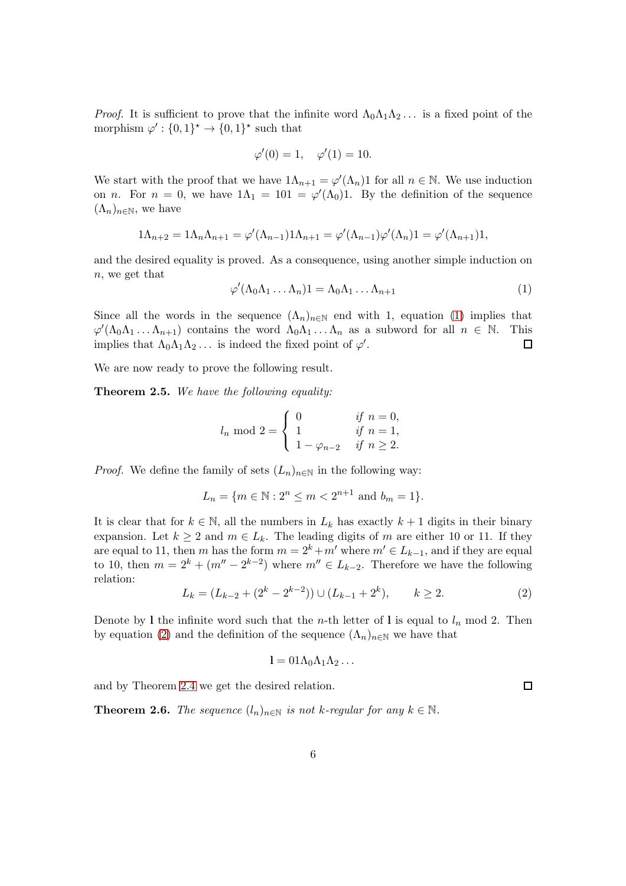*Proof.* It is sufficient to prove that the infinite word $\Lambda_0\Lambda_1\Lambda_2\dots$ is a fixed point of the morphism $\varphi' : \{0,1\}^\star \to \{0,1\}^\star$ such that

$$\varphi'(0) = 1, \quad \varphi'(1) = 10.$$

We start with the proof that we have $1\Lambda_{n+1} = \varphi'(\Lambda_n)1$ for all $n \in \mathbb{N}$. We use induction on $n$. For $n = 0$, we have $1\Lambda_1 = 101 = \varphi'(\Lambda_0)1$. By the definition of the sequence $(\Lambda_n)_{n\in\mathbb{N}}$, we have

$$1\Lambda_{n+2} = 1\Lambda_n\Lambda_{n+1} = \varphi'(\Lambda_{n-1})1\Lambda_{n+1} = \varphi'(\Lambda_{n-1})\varphi'(\Lambda_n)1 = \varphi'(\Lambda_{n+1})1,$$

and the desired equality is proved. As a consequence, using another simple induction on $n$, we get that

$$\varphi'(\Lambda_0\Lambda_1\dots\Lambda_n)1 = \Lambda_0\Lambda_1\dots\Lambda_{n+1} \tag{1}$$

Since all the words in the sequence $(\Lambda_n)_{n\in\mathbb{N}}$ end with 1, equation (1) implies that $\varphi'(\Lambda_0\Lambda_1\dots\Lambda_{n+1})$ contains the word $\Lambda_0\Lambda_1\dots\Lambda_n$ as a subword for all $n \in \mathbb{N}$. This implies that $\Lambda_0\Lambda_1\Lambda_2\dots$ is indeed the fixed point of $\varphi'$. □

We are now ready to prove the following result.

**Theorem 2.5.** *We have the following equality:*

$$l_n \bmod 2 = \begin{cases} 0 & \text{if } n = 0, \\ 1 & \text{if } n = 1, \\ 1 - \varphi_{n-2} & \text{if } n \geq 2. \end{cases}$$

*Proof.* We define the family of sets $(L_n)_{n\in\mathbb{N}}$ in the following way:

$$L_n = \{m \in \mathbb{N} : 2^n \leq m < 2^{n+1} \text{ and } b_m = 1\}.$$

It is clear that for $k \in \mathbb{N}$, all the numbers in $L_k$ has exactly $k+1$ digits in their binary expansion. Let $k \geq 2$ and $m \in L_k$. The leading digits of $m$ are either 10 or 11. If they are equal to 11, then $m$ has the form $m = 2^k + m'$ where $m' \in L_{k-1}$, and if they are equal to 10, then $m = 2^k + (m'' - 2^{k-2})$ where $m'' \in L_{k-2}$. Therefore we have the following relation:

$$L_k = (L_{k-2} + (2^k - 2^{k-2})) \cup (L_{k-1} + 2^k), \qquad k \geq 2. \tag{2}$$

Denote by $\mathbf{l}$ the infinite word such that the $n$-th letter of $\mathbf{l}$ is equal to $l_n \bmod 2$. Then by equation (2) and the definition of the sequence $(\Lambda_n)_{n\in\mathbb{N}}$ we have that

$$\mathbf{l} = 01\Lambda_0\Lambda_1\Lambda_2\dots$$

and by Theorem 2.4 we get the desired relation. □

**Theorem 2.6.** *The sequence $(l_n)_{n\in\mathbb{N}}$ is not $k$-regular for any $k \in \mathbb{N}$.*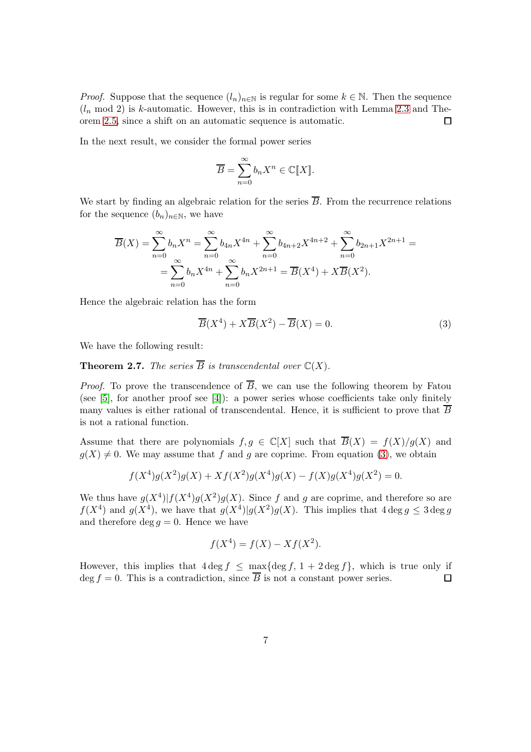*Proof.* Suppose that the sequence $(l_n)_{n\in\mathbb{N}}$ is regular for some $k \in \mathbb{N}$. Then the sequence $(l_n \bmod 2)$ is $k$-automatic. However, this is in contradiction with Lemma 2.3 and Theorem 2.5, since a shift on an automatic sequence is automatic. □

In the next result, we consider the formal power series

$$\overline{B} = \sum_{n=0}^{\infty} b_n X^n \in \mathbb{C}[\![X]\!].$$

We start by finding an algebraic relation for the series $\overline{B}$. From the recurrence relations for the sequence $(b_n)_{n\in\mathbb{N}}$, we have

$$\begin{aligned}\overline{B}(X) = \sum_{n=0}^{\infty} b_n X^n = \sum_{n=0}^{\infty} b_{4n} X^{4n} + \sum_{n=0}^{\infty} b_{4n+2} X^{4n+2} + \sum_{n=0}^{\infty} b_{2n+1} X^{2n+1} = \\ = \sum_{n=0}^{\infty} b_n X^{4n} + \sum_{n=0}^{\infty} b_n X^{2n+1} = \overline{B}(X^4) + X\overline{B}(X^2).\end{aligned}$$

Hence the algebraic relation has the form

$$\overline{B}(X^4) + X\overline{B}(X^2) - \overline{B}(X) = 0. \tag{3}$$

We have the following result:

**Theorem 2.7.** *The series $\overline{B}$ is transcendental over $\mathbb{C}(X)$.*

*Proof.* To prove the transcendence of $\overline{B}$, we can use the following theorem by Fatou (see [5], for another proof see [4]): a power series whose coefficients take only finitely many values is either rational of transcendental. Hence, it is sufficient to prove that $\overline{B}$ is not a rational function.

Assume that there are polynomials $f, g \in \mathbb{C}[X]$ such that $\overline{B}(X) = f(X)/g(X)$ and $g(X) \neq 0$. We may assume that $f$ and $g$ are coprime. From equation (3), we obtain

$$f(X^4)g(X^2)g(X) + Xf(X^2)g(X^4)g(X) - f(X)g(X^4)g(X^2) = 0.$$

We thus have $g(X^4) | f(X^4)g(X^2)g(X)$. Since $f$ and $g$ are coprime, and therefore so are $f(X^4)$ and $g(X^4)$, we have that $g(X^4) | g(X^2)g(X)$. This implies that $4 \deg g \leq 3 \deg g$ and therefore $\deg g = 0$. Hence we have

$$f(X^4) = f(X) - Xf(X^2).$$

However, this implies that $4 \deg f \leq \max\{\deg f, 1 + 2\deg f\}$, which is true only if $\deg f = 0$. This is a contradiction, since $\overline{B}$ is not a constant power series. □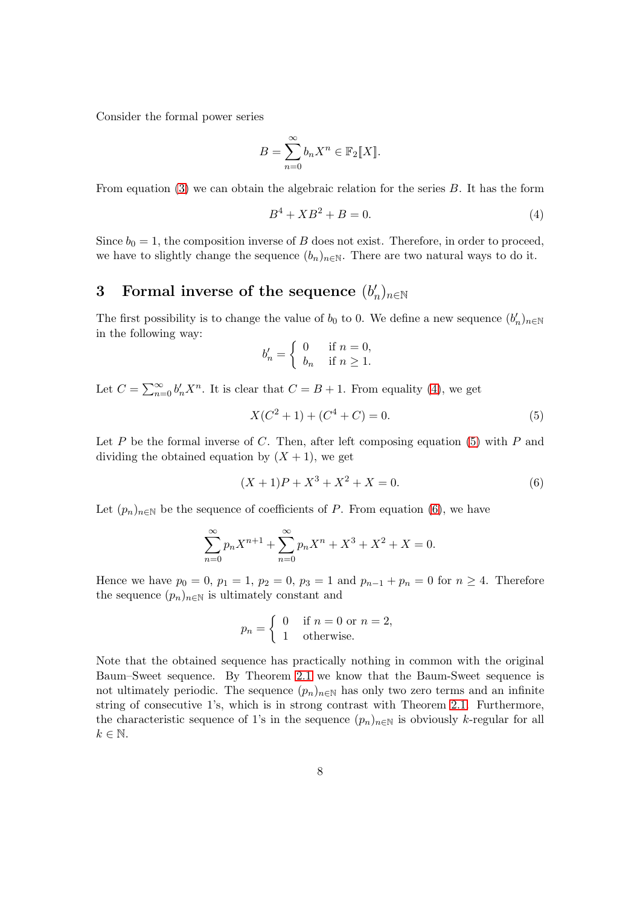Consider the formal power series

$$B = \sum_{n=0}^{\infty} b_n X^n \in \mathbb{F}_2[\![X]\!].$$

From equation (3) we can obtain the algebraic relation for the series $B$. It has the form

$$B^4 + XB^2 + B = 0. \tag{4}$$

Since $b_0 = 1$, the composition inverse of $B$ does not exist. Therefore, in order to proceed, we have to slightly change the sequence $(b_n)_{n\in\mathbb{N}}$. There are two natural ways to do it.

## 3 Formal inverse of the sequence $(b'_n)_{n\in\mathbb{N}}$

The first possibility is to change the value of $b_0$ to 0. We define a new sequence $(b'_n)_{n\in\mathbb{N}}$ in the following way:

$$b'_n = \begin{cases} 0 & \text{if } n = 0, \\ b_n & \text{if } n \geq 1. \end{cases}$$

Let $C = \sum_{n=0}^{\infty} b'_n X^n$. It is clear that $C = B + 1$. From equality (4), we get

$$X(C^2 + 1) + (C^4 + C) = 0. \tag{5}$$

Let $P$ be the formal inverse of $C$. Then, after left composing equation (5) with $P$ and dividing the obtained equation by $(X + 1)$, we get

$$(X + 1)P + X^3 + X^2 + X = 0. \tag{6}$$

Let $(p_n)_{n\in\mathbb{N}}$ be the sequence of coefficients of $P$. From equation (6), we have

$$\sum_{n=0}^{\infty} p_n X^{n+1} + \sum_{n=0}^{\infty} p_n X^n + X^3 + X^2 + X = 0.$$

Hence we have $p_0 = 0$, $p_1 = 1$, $p_2 = 0$, $p_3 = 1$ and $p_{n-1} + p_n = 0$ for $n \geq 4$. Therefore the sequence $(p_n)_{n\in\mathbb{N}}$ is ultimately constant and

$$p_n = \begin{cases} 0 & \text{if } n = 0 \text{ or } n = 2, \\ 1 & \text{otherwise.} \end{cases}$$

Note that the obtained sequence has practically nothing in common with the original Baum–Sweet sequence. By Theorem 2.1 we know that the Baum-Sweet sequence is not ultimately periodic. The sequence $(p_n)_{n\in\mathbb{N}}$ has only two zero terms and an infinite string of consecutive 1's, which is in strong contrast with Theorem 2.1. Furthermore, the characteristic sequence of 1's in the sequence $(p_n)_{n\in\mathbb{N}}$ is obviously $k$-regular for all $k \in \mathbb{N}$.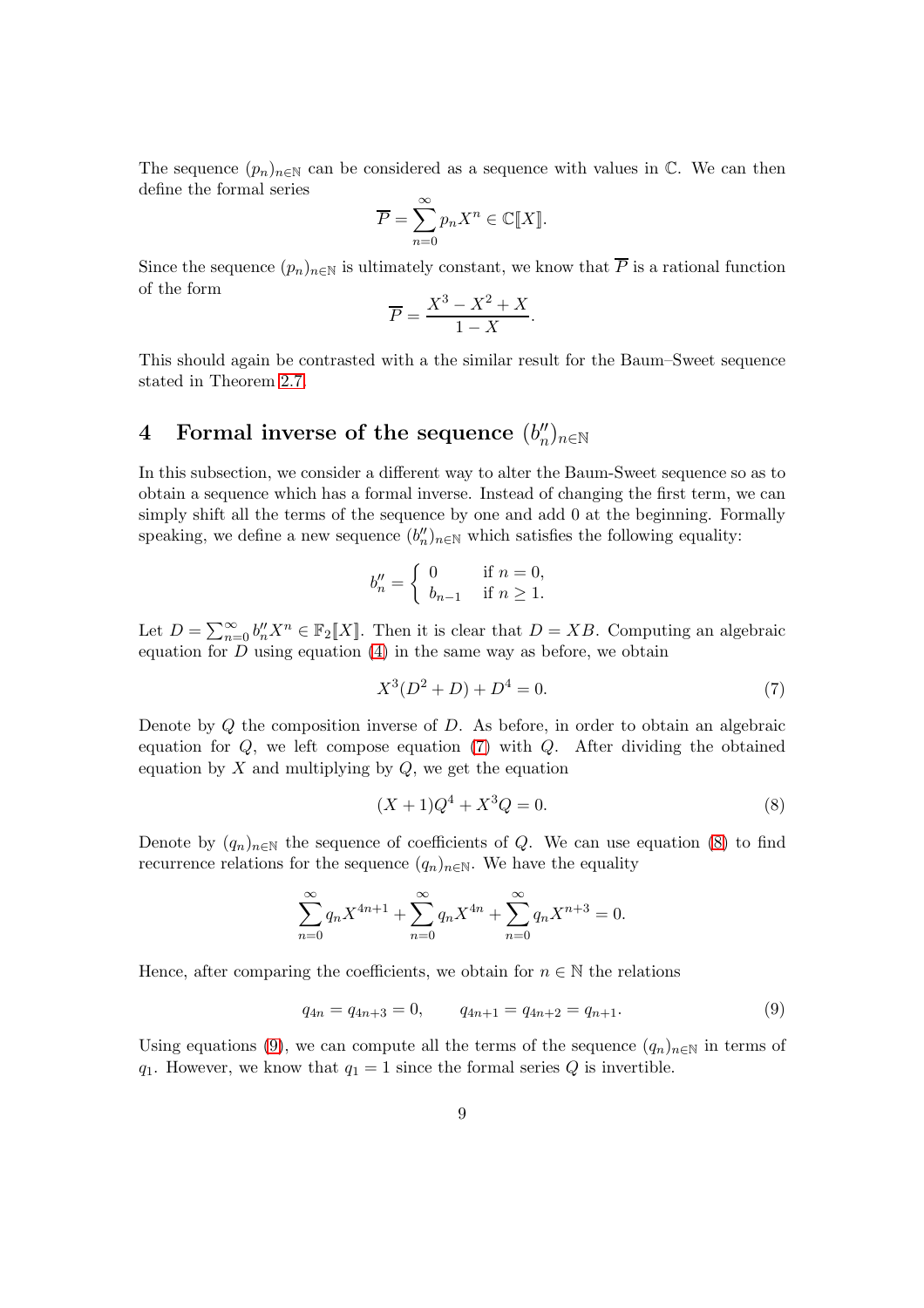The sequence $(p_n)_{n\in\mathbb{N}}$ can be considered as a sequence with values in $\mathbb{C}$. We can then define the formal series

$$\overline{P} = \sum_{n=0}^{\infty} p_n X^n \in \mathbb{C}[\![X]\!].$$

Since the sequence $(p_n)_{n\in\mathbb{N}}$ is ultimately constant, we know that $\overline{P}$ is a rational function of the form

$$\overline{P} = \frac{X^3 - X^2 + X}{1 - X}.$$

This should again be contrasted with a the similar result for the Baum–Sweet sequence stated in Theorem 2.7.

# 4 Formal inverse of the sequence $(b''_n)_{n\in\mathbb{N}}$

In this subsection, we consider a different way to alter the Baum-Sweet sequence so as to obtain a sequence which has a formal inverse. Instead of changing the first term, we can simply shift all the terms of the sequence by one and add 0 at the beginning. Formally speaking, we define a new sequence $(b''_n)_{n\in\mathbb{N}}$ which satisfies the following equality:

$$b''_n = \begin{cases} 0 & \text{if } n = 0, \\ b_{n-1} & \text{if } n \geq 1. \end{cases}$$

Let $D = \sum_{n=0}^{\infty} b''_n X^n \in \mathbb{F}_2[\![X]\!]$. Then it is clear that $D = XB$. Computing an algebraic equation for $D$ using equation (4) in the same way as before, we obtain

$$X^3(D^2 + D) + D^4 = 0. \tag{7}$$

Denote by $Q$ the composition inverse of $D$. As before, in order to obtain an algebraic equation for $Q$, we left compose equation (7) with $Q$. After dividing the obtained equation by $X$ and multiplying by $Q$, we get the equation

$$(X + 1)Q^4 + X^3 Q = 0. \tag{8}$$

Denote by $(q_n)_{n\in\mathbb{N}}$ the sequence of coefficients of $Q$. We can use equation (8) to find recurrence relations for the sequence $(q_n)_{n\in\mathbb{N}}$. We have the equality

$$\sum_{n=0}^{\infty} q_n X^{4n+1} + \sum_{n=0}^{\infty} q_n X^{4n} + \sum_{n=0}^{\infty} q_n X^{n+3} = 0.$$

Hence, after comparing the coefficients, we obtain for $n \in \mathbb{N}$ the relations

$$q_{4n} = q_{4n+3} = 0, \qquad q_{4n+1} = q_{4n+2} = q_{n+1}. \tag{9}$$

Using equations (9), we can compute all the terms of the sequence $(q_n)_{n\in\mathbb{N}}$ in terms of $q_1$. However, we know that $q_1 = 1$ since the formal series $Q$ is invertible.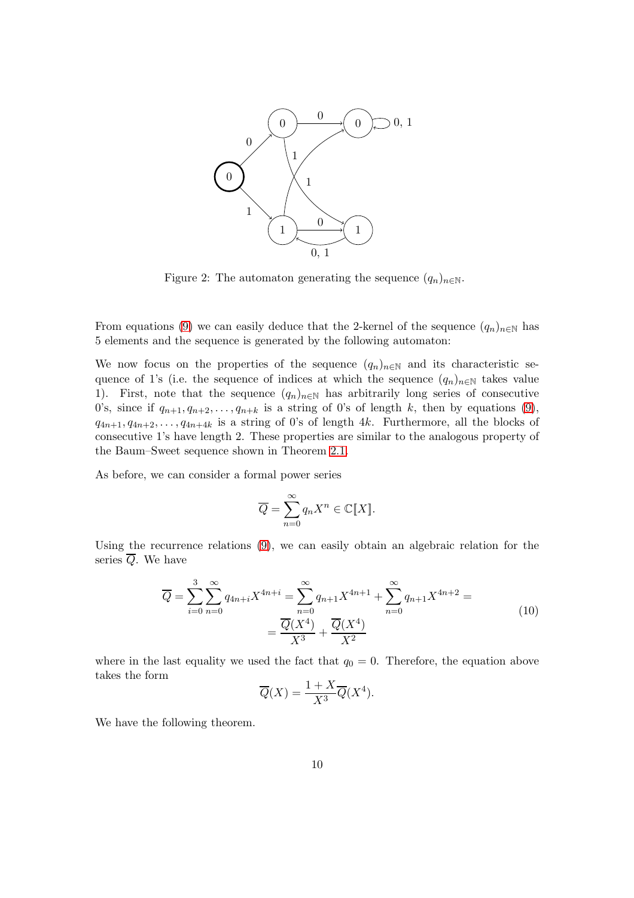Figure 2: The automaton generating the sequence $(q_n)_{n\in\mathbb{N}}$.

From equations (9) we can easily deduce that the 2-kernel of the sequence $(q_n)_{n\in\mathbb{N}}$ has 5 elements and the sequence is generated by the following automaton:

We now focus on the properties of the sequence $(q_n)_{n\in\mathbb{N}}$ and its characteristic sequence of 1's (i.e. the sequence of indices at which the sequence $(q_n)_{n\in\mathbb{N}}$ takes value 1). First, note that the sequence $(q_n)_{n\in\mathbb{N}}$ has arbitrarily long series of consecutive 0's, since if $q_{n+1}, q_{n+2}, \ldots, q_{n+k}$ is a string of 0's of length $k$, then by equations (9), $q_{4n+1}, q_{4n+2}, \ldots, q_{4n+4k}$ is a string of 0's of length $4k$. Furthermore, all the blocks of consecutive 1's have length 2. These properties are similar to the analogous property of the Baum–Sweet sequence shown in Theorem 2.1.

As before, we can consider a formal power series

$$\overline{Q} = \sum_{n=0}^{\infty} q_n X^n \in \mathbb{C}[\![X]\!].$$

Using the recurrence relations (9), we can easily obtain an algebraic relation for the series $\overline{Q}$. We have

$$\begin{aligned}\overline{Q} = \sum_{i=0}^{3}\sum_{n=0}^{\infty} q_{4n+i}X^{4n+i} = \sum_{n=0}^{\infty} q_{n+1}X^{4n+1} + \sum_{n=0}^{\infty} q_{n+1}X^{4n+2} = \\ = \frac{\overline{Q}(X^4)}{X^3} + \frac{\overline{Q}(X^4)}{X^2}\end{aligned} \tag{10}$$

where in the last equality we used the fact that $q_0 = 0$. Therefore, the equation above takes the form

$$\overline{Q}(X) = \frac{1+X}{X^3}\overline{Q}(X^4).$$

We have the following theorem.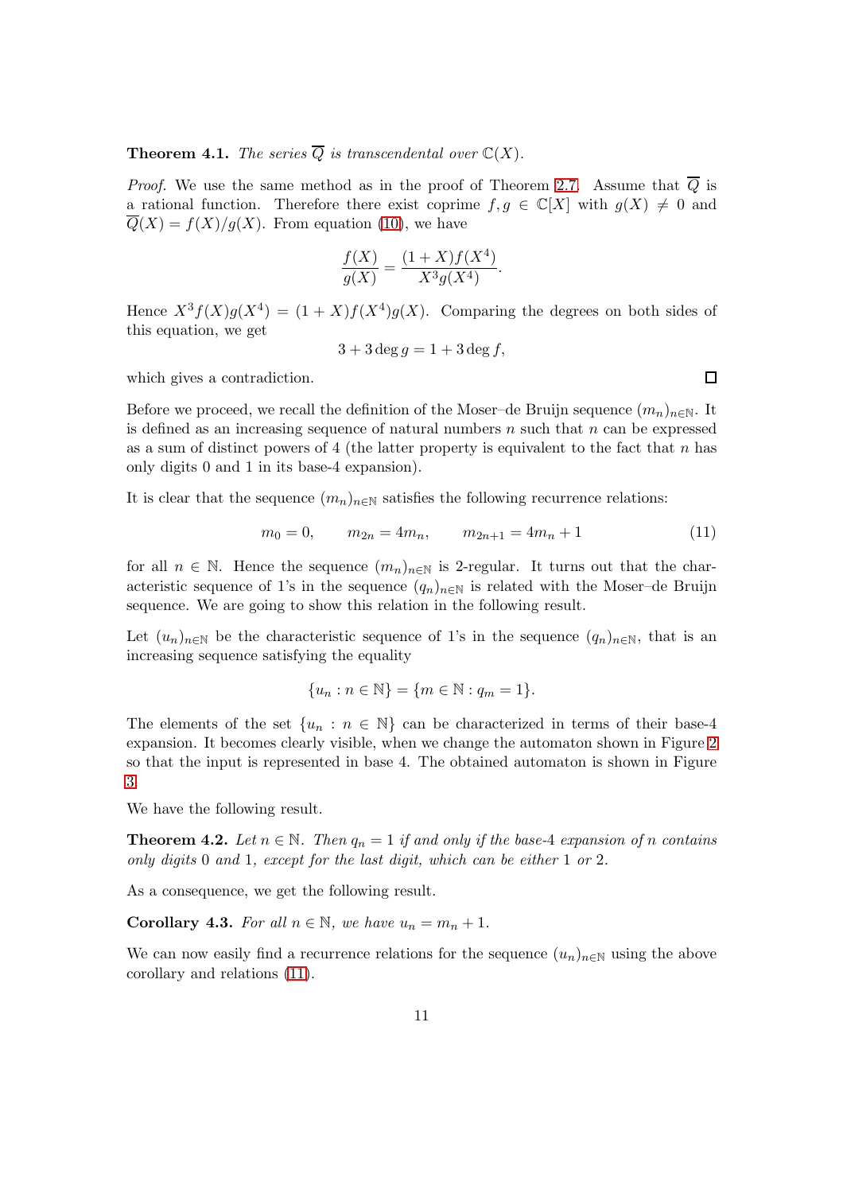**Theorem 4.1.** *The series $\overline{Q}$ is transcendental over $\mathbb{C}(X)$.*

*Proof.* We use the same method as in the proof of Theorem 2.7. Assume that $\overline{Q}$ is a rational function. Therefore there exist coprime $f, g \in \mathbb{C}[X]$ with $g(X) \neq 0$ and $\overline{Q}(X) = f(X)/g(X)$. From equation (10), we have

$$\frac{f(X)}{g(X)} = \frac{(1+X)f(X^4)}{X^3 g(X^4)}.$$

Hence $X^3 f(X) g(X^4) = (1+X) f(X^4) g(X)$. Comparing the degrees on both sides of this equation, we get

$$3 + 3\deg g = 1 + 3\deg f,$$

which gives a contradiction. $\square$

Before we proceed, we recall the definition of the Moser–de Bruijn sequence $(m_n)_{n\in\mathbb{N}}$. It is defined as an increasing sequence of natural numbers $n$ such that $n$ can be expressed as a sum of distinct powers of 4 (the latter property is equivalent to the fact that $n$ has only digits 0 and 1 in its base-4 expansion).

It is clear that the sequence $(m_n)_{n\in\mathbb{N}}$ satisfies the following recurrence relations:

$$m_0 = 0, \qquad m_{2n} = 4m_n, \qquad m_{2n+1} = 4m_n + 1 \tag{11}$$

for all $n \in \mathbb{N}$. Hence the sequence $(m_n)_{n\in\mathbb{N}}$ is 2-regular. It turns out that the characteristic sequence of 1's in the sequence $(q_n)_{n\in\mathbb{N}}$ is related with the Moser–de Bruijn sequence. We are going to show this relation in the following result.

Let $(u_n)_{n\in\mathbb{N}}$ be the characteristic sequence of 1's in the sequence $(q_n)_{n\in\mathbb{N}}$, that is an increasing sequence satisfying the equality

$$\{u_n : n \in \mathbb{N}\} = \{m \in \mathbb{N} : q_m = 1\}.$$

The elements of the set $\{u_n : n \in \mathbb{N}\}$ can be characterized in terms of their base-4 expansion. It becomes clearly visible, when we change the automaton shown in Figure 2 so that the input is represented in base 4. The obtained automaton is shown in Figure 3.

We have the following result.

**Theorem 4.2.** *Let $n \in \mathbb{N}$. Then $q_n = 1$ if and only if the base-4 expansion of $n$ contains only digits 0 and 1, except for the last digit, which can be either 1 or 2.*

As a consequence, we get the following result.

**Corollary 4.3.** *For all $n \in \mathbb{N}$, we have $u_n = m_n + 1$.*

We can now easily find a recurrence relations for the sequence $(u_n)_{n\in\mathbb{N}}$ using the above corollary and relations (11).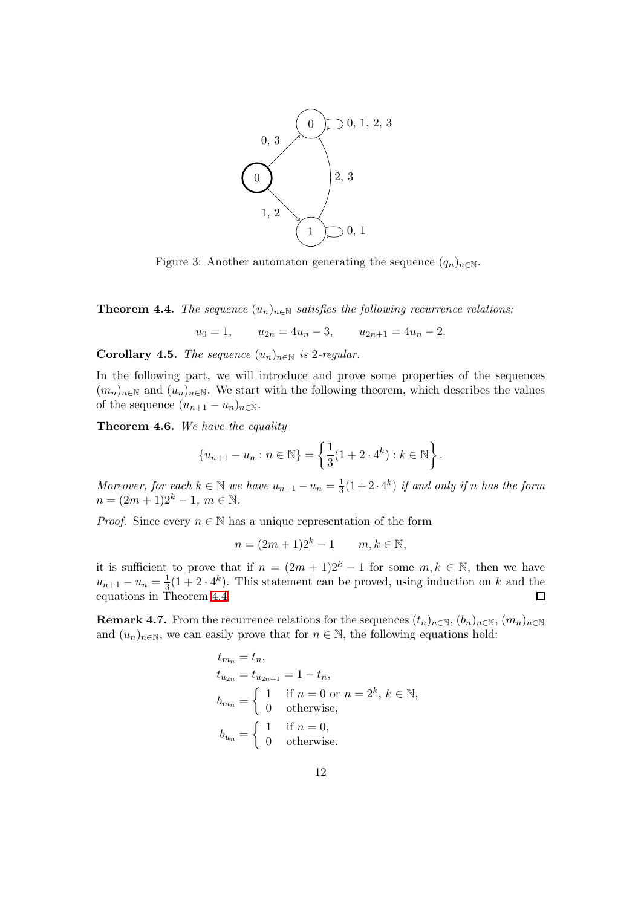Figure 3: Another automaton generating the sequence $(q_n)_{n\in\mathbb{N}}$.

**Theorem 4.4.** *The sequence $(u_n)_{n\in\mathbb{N}}$ satisfies the following recurrence relations:*

$$u_0 = 1, \qquad u_{2n} = 4u_n - 3, \qquad u_{2n+1} = 4u_n - 2.$$

**Corollary 4.5.** *The sequence $(u_n)_{n\in\mathbb{N}}$ is 2-regular.*

In the following part, we will introduce and prove some properties of the sequences $(m_n)_{n\in\mathbb{N}}$ and $(u_n)_{n\in\mathbb{N}}$. We start with the following theorem, which describes the values of the sequence $(u_{n+1} - u_n)_{n\in\mathbb{N}}$.

**Theorem 4.6.** *We have the equality*

$$\{u_{n+1} - u_n : n \in \mathbb{N}\} = \left\{\frac{1}{3}(1 + 2 \cdot 4^k) : k \in \mathbb{N}\right\}.$$

*Moreover, for each $k \in \mathbb{N}$ we have $u_{n+1} - u_n = \frac{1}{3}(1+2\cdot 4^k)$ if and only if $n$ has the form $n = (2m+1)2^k - 1$, $m \in \mathbb{N}$.*

*Proof.* Since every $n \in \mathbb{N}$ has a unique representation of the form

$$n = (2m+1)2^k - 1 \qquad m, k \in \mathbb{N},$$

it is sufficient to prove that if $n = (2m+1)2^k - 1$ for some $m, k \in \mathbb{N}$, then we have $u_{n+1} - u_n = \frac{1}{3}(1 + 2 \cdot 4^k)$. This statement can be proved, using induction on $k$ and the equations in Theorem 4.4. ◻

**Remark 4.7.** From the recurrence relations for the sequences $(t_n)_{n\in\mathbb{N}}$, $(b_n)_{n\in\mathbb{N}}$, $(m_n)_{n\in\mathbb{N}}$ and $(u_n)_{n\in\mathbb{N}}$, we can easily prove that for $n \in \mathbb{N}$, the following equations hold:

$$t_{m_n} = t_n,$$

$$t_{u_{2n}} = t_{u_{2n+1}} = 1 - t_n,$$

$$b_{m_n} = \begin{cases} 1 & \text{if } n = 0 \text{ or } n = 2^k,\ k \in \mathbb{N}, \\ 0 & \text{otherwise,} \end{cases}$$

$$b_{u_n} = \begin{cases} 1 & \text{if } n = 0, \\ 0 & \text{otherwise.} \end{cases}$$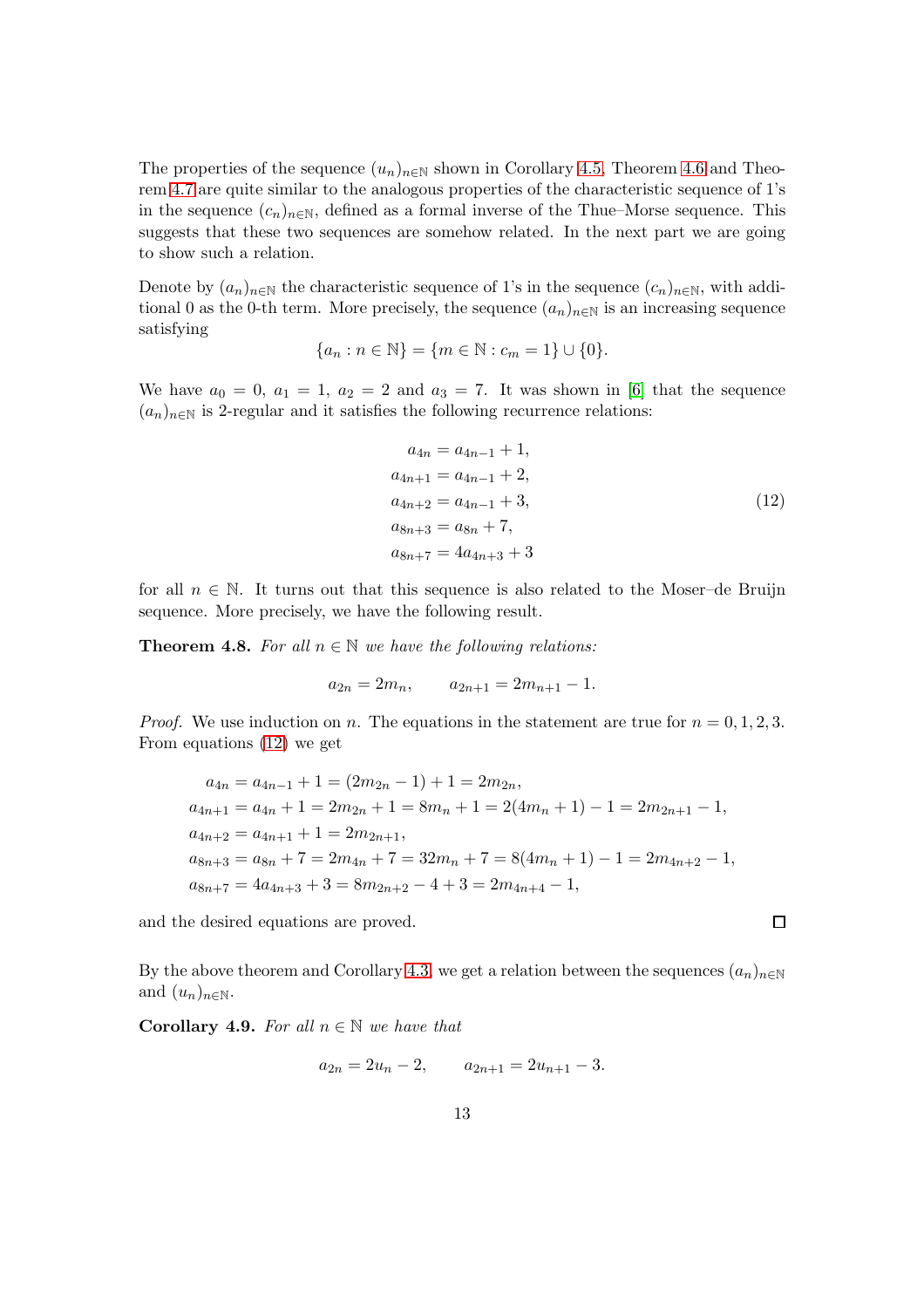The properties of the sequence $(u_n)_{n\in\mathbb{N}}$ shown in Corollary 4.5, Theorem 4.6 and Theorem 4.7 are quite similar to the analogous properties of the characteristic sequence of 1's in the sequence $(c_n)_{n\in\mathbb{N}}$, defined as a formal inverse of the Thue–Morse sequence. This suggests that these two sequences are somehow related. In the next part we are going to show such a relation.

Denote by $(a_n)_{n\in\mathbb{N}}$ the characteristic sequence of 1's in the sequence $(c_n)_{n\in\mathbb{N}}$, with additional 0 as the 0-th term. More precisely, the sequence $(a_n)_{n\in\mathbb{N}}$ is an increasing sequence satisfying

$$\{a_n : n \in \mathbb{N}\} = \{m \in \mathbb{N} : c_m = 1\} \cup \{0\}.$$

We have $a_0 = 0$, $a_1 = 1$, $a_2 = 2$ and $a_3 = 7$. It was shown in [6] that the sequence $(a_n)_{n\in\mathbb{N}}$ is 2-regular and it satisfies the following recurrence relations:

$$\begin{aligned}
a_{4n} &= a_{4n-1} + 1, \\
a_{4n+1} &= a_{4n-1} + 2, \\
a_{4n+2} &= a_{4n-1} + 3, \\
a_{8n+3} &= a_{8n} + 7, \\
a_{8n+7} &= 4a_{4n+3} + 3
\end{aligned} \tag{12}$$

for all $n \in \mathbb{N}$. It turns out that this sequence is also related to the Moser–de Bruijn sequence. More precisely, we have the following result.

**Theorem 4.8.** *For all $n \in \mathbb{N}$ we have the following relations:*

$$a_{2n} = 2m_n, \qquad a_{2n+1} = 2m_{n+1} - 1.$$

*Proof.* We use induction on $n$. The equations in the statement are true for $n = 0, 1, 2, 3$. From equations (12) we get

$$\begin{aligned}
a_{4n} &= a_{4n-1} + 1 = (2m_{2n} - 1) + 1 = 2m_{2n}, \\
a_{4n+1} &= a_{4n} + 1 = 2m_{2n} + 1 = 8m_n + 1 = 2(4m_n + 1) - 1 = 2m_{2n+1} - 1, \\
a_{4n+2} &= a_{4n+1} + 1 = 2m_{2n+1}, \\
a_{8n+3} &= a_{8n} + 7 = 2m_{4n} + 7 = 32m_n + 7 = 8(4m_n + 1) - 1 = 2m_{4n+2} - 1, \\
a_{8n+7} &= 4a_{4n+3} + 3 = 8m_{2n+2} - 4 + 3 = 2m_{4n+4} - 1,
\end{aligned}$$

and the desired equations are proved. □

By the above theorem and Corollary 4.3, we get a relation between the sequences $(a_n)_{n\in\mathbb{N}}$ and $(u_n)_{n\in\mathbb{N}}$.

**Corollary 4.9.** *For all $n \in \mathbb{N}$ we have that*

$$a_{2n} = 2u_n - 2, \qquad a_{2n+1} = 2u_{n+1} - 3.$$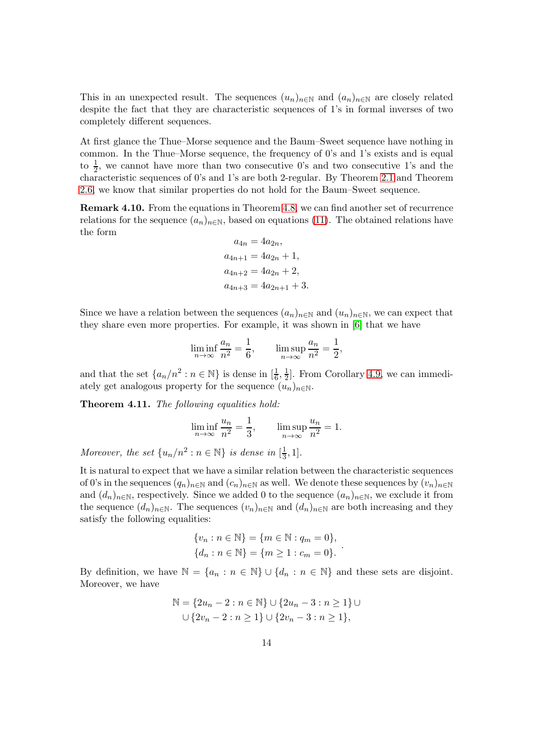This in an unexpected result. The sequences $(u_n)_{n\in\mathbb{N}}$ and $(a_n)_{n\in\mathbb{N}}$ are closely related despite the fact that they are characteristic sequences of 1's in formal inverses of two completely different sequences.

At first glance the Thue–Morse sequence and the Baum–Sweet sequence have nothing in common. In the Thue–Morse sequence, the frequency of 0's and 1's exists and is equal to $\frac{1}{2}$, we cannot have more than two consecutive 0's and two consecutive 1's and the characteristic sequences of 0's and 1's are both 2-regular. By Theorem 2.1 and Theorem 2.6, we know that similar properties do not hold for the Baum–Sweet sequence.

**Remark 4.10.** From the equations in Theorem 4.8, we can find another set of recurrence relations for the sequence $(a_n)_{n\in\mathbb{N}}$, based on equations (11). The obtained relations have the form

$$\begin{aligned}
a_{4n} &= 4a_{2n},\\
a_{4n+1} &= 4a_{2n}+1,\\
a_{4n+2} &= 4a_{2n}+2,\\
a_{4n+3} &= 4a_{2n+1}+3.
\end{aligned}$$

Since we have a relation between the sequences $(a_n)_{n\in\mathbb{N}}$ and $(u_n)_{n\in\mathbb{N}}$, we can expect that they share even more properties. For example, it was shown in [6] that we have

$$\liminf_{n\to\infty}\frac{a_n}{n^2}=\frac{1}{6},\qquad \limsup_{n\to\infty}\frac{a_n}{n^2}=\frac{1}{2},$$

and that the set $\{a_n/n^2 : n\in\mathbb{N}\}$ is dense in $[\frac{1}{6},\frac{1}{2}]$. From Corollary 4.9, we can immediately get analogous property for the sequence $(u_n)_{n\in\mathbb{N}}$.

**Theorem 4.11.** *The following equalities hold:*

$$\liminf_{n\to\infty}\frac{u_n}{n^2}=\frac{1}{3},\qquad \limsup_{n\to\infty}\frac{u_n}{n^2}=1.$$

*Moreover, the set $\{u_n/n^2 : n\in\mathbb{N}\}$ is dense in $[\frac{1}{3},1]$.*

It is natural to expect that we have a similar relation between the characteristic sequences of 0's in the sequences $(q_n)_{n\in\mathbb{N}}$ and $(c_n)_{n\in\mathbb{N}}$ as well. We denote these sequences by $(v_n)_{n\in\mathbb{N}}$ and $(d_n)_{n\in\mathbb{N}}$, respectively. Since we added 0 to the sequence $(a_n)_{n\in\mathbb{N}}$, we exclude it from the sequence $(d_n)_{n\in\mathbb{N}}$. The sequences $(v_n)_{n\in\mathbb{N}}$ and $(d_n)_{n\in\mathbb{N}}$ are both increasing and they satisfy the following equalities:

$$\begin{aligned}
\{v_n : n\in\mathbb{N}\} &= \{m\in\mathbb{N} : q_m=0\},\\
\{d_n : n\in\mathbb{N}\} &= \{m\geq 1 : c_m=0\}.
\end{aligned}$$

By definition, we have $\mathbb{N}=\{a_n : n\in\mathbb{N}\}\cup\{d_n : n\in\mathbb{N}\}$ and these sets are disjoint. Moreover, we have

$$\begin{aligned}
\mathbb{N} = &\{2u_n-2 : n\in\mathbb{N}\}\cup\{2u_n-3 : n\geq 1\}\cup\\
&\cup\{2v_n-2 : n\geq 1\}\cup\{2v_n-3 : n\geq 1\},
\end{aligned}$$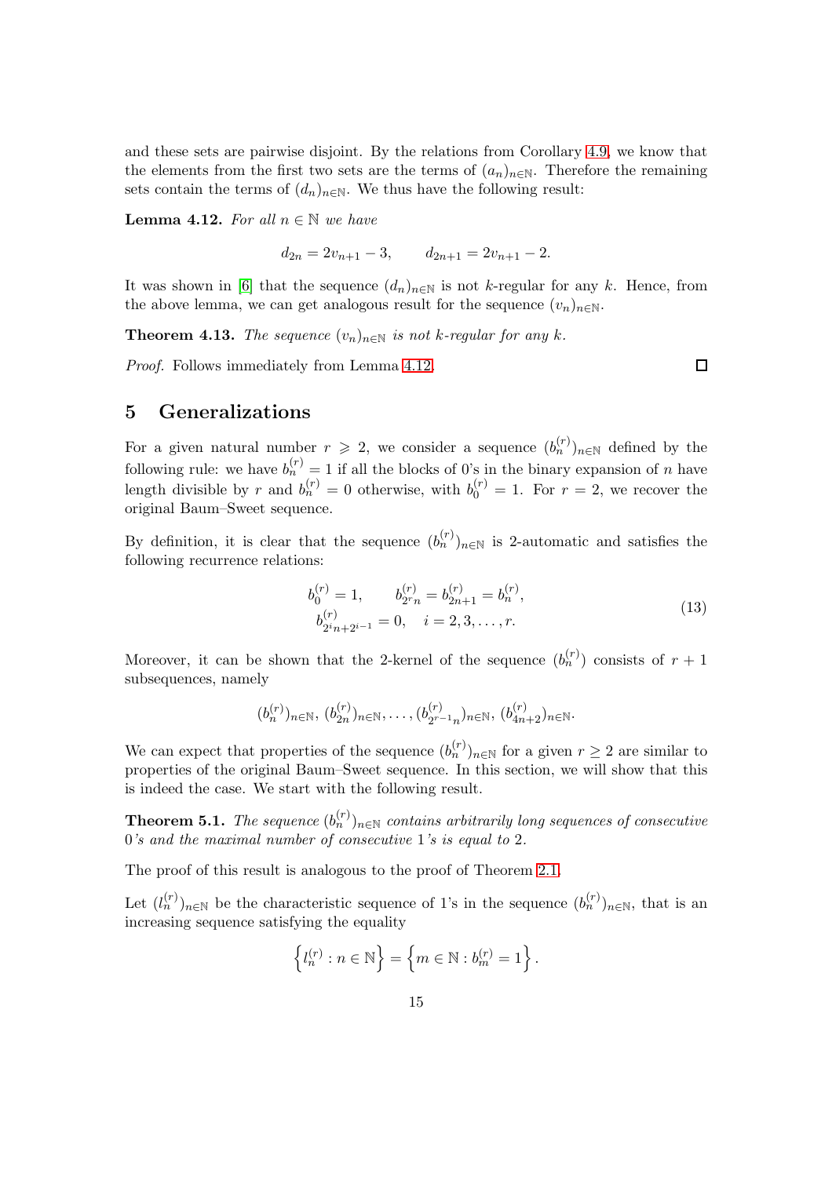and these sets are pairwise disjoint. By the relations from Corollary 4.9, we know that the elements from the first two sets are the terms of $(a_n)_{n\in\mathbb{N}}$. Therefore the remaining sets contain the terms of $(d_n)_{n\in\mathbb{N}}$. We thus have the following result:

**Lemma 4.12.** *For all $n \in \mathbb{N}$ we have*

$$d_{2n} = 2v_{n+1} - 3, \qquad d_{2n+1} = 2v_{n+1} - 2.$$

It was shown in [6] that the sequence $(d_n)_{n\in\mathbb{N}}$ is not $k$-regular for any $k$. Hence, from the above lemma, we can get analogous result for the sequence $(v_n)_{n\in\mathbb{N}}$.

**Theorem 4.13.** *The sequence $(v_n)_{n\in\mathbb{N}}$ is not $k$-regular for any $k$.*

*Proof.* Follows immediately from Lemma 4.12. □

## 5 Generalizations

For a given natural number $r \geqslant 2$, we consider a sequence $(b_n^{(r)})_{n\in\mathbb{N}}$ defined by the following rule: we have $b_n^{(r)} = 1$ if all the blocks of 0's in the binary expansion of $n$ have length divisible by $r$ and $b_n^{(r)} = 0$ otherwise, with $b_0^{(r)} = 1$. For $r = 2$, we recover the original Baum–Sweet sequence.

By definition, it is clear that the sequence $(b_n^{(r)})_{n\in\mathbb{N}}$ is 2-automatic and satisfies the following recurrence relations:

$$\begin{aligned} &b_0^{(r)} = 1, \qquad b_{2^r n}^{(r)} = b_{2n+1}^{(r)} = b_n^{(r)}, \\ &b_{2^i n + 2^{i-1}}^{(r)} = 0, \quad i = 2, 3, \ldots, r. \end{aligned} \tag{13}$$

Moreover, it can be shown that the 2-kernel of the sequence $(b_n^{(r)})$ consists of $r + 1$ subsequences, namely

$$(b_n^{(r)})_{n\in\mathbb{N}},\ (b_{2n}^{(r)})_{n\in\mathbb{N}}, \ldots, (b_{2^{r-1}n}^{(r)})_{n\in\mathbb{N}},\ (b_{4n+2}^{(r)})_{n\in\mathbb{N}}.$$

We can expect that properties of the sequence $(b_n^{(r)})_{n\in\mathbb{N}}$ for a given $r \geq 2$ are similar to properties of the original Baum–Sweet sequence. In this section, we will show that this is indeed the case. We start with the following result.

**Theorem 5.1.** *The sequence $(b_n^{(r)})_{n\in\mathbb{N}}$ contains arbitrarily long sequences of consecutive 0's and the maximal number of consecutive 1's is equal to 2.*

The proof of this result is analogous to the proof of Theorem 2.1.

Let $(l_n^{(r)})_{n\in\mathbb{N}}$ be the characteristic sequence of 1's in the sequence $(b_n^{(r)})_{n\in\mathbb{N}}$, that is an increasing sequence satisfying the equality

$$\left\{ l_n^{(r)} : n \in \mathbb{N} \right\} = \left\{ m \in \mathbb{N} : b_m^{(r)} = 1 \right\}.$$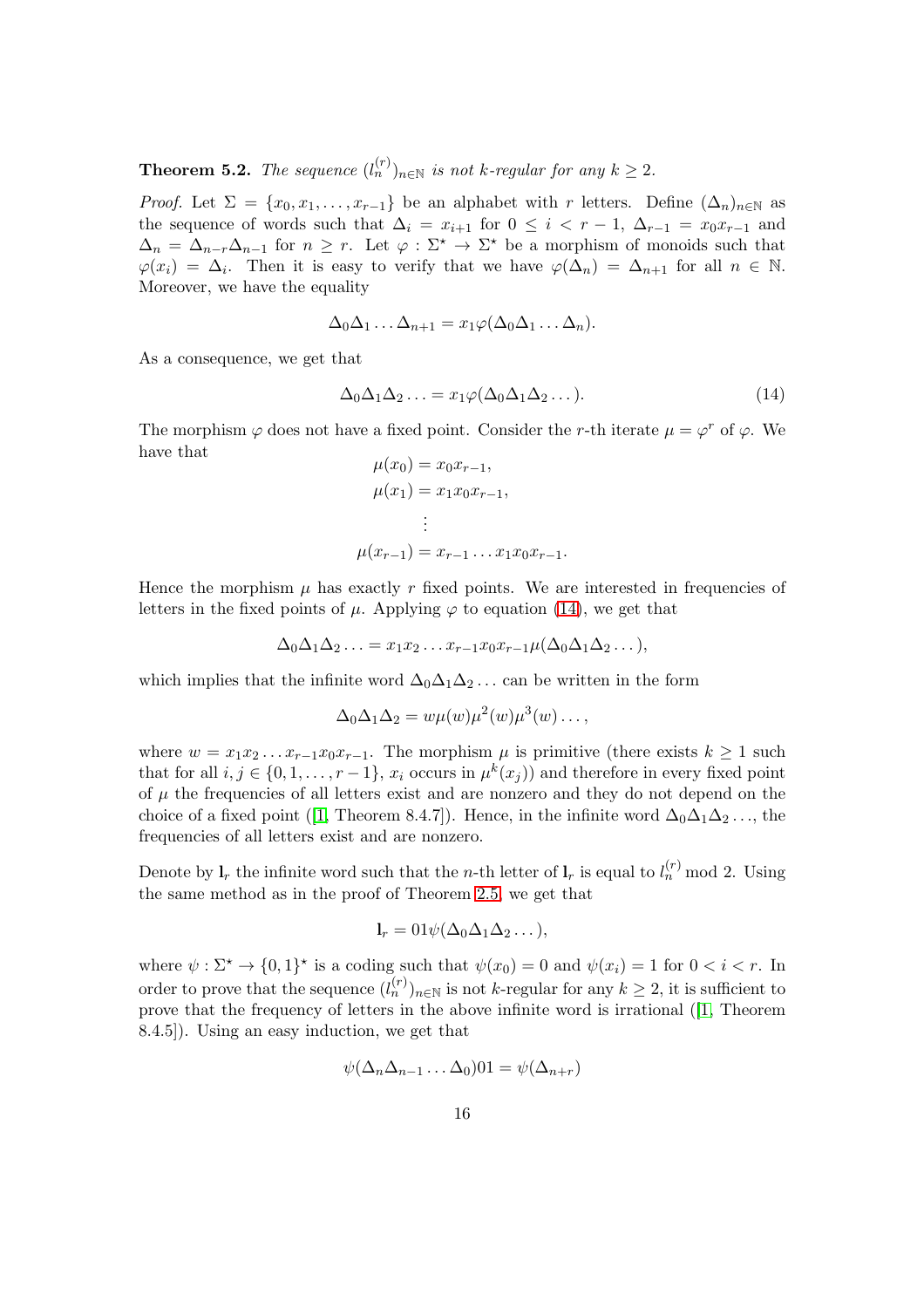**Theorem 5.2.** *The sequence $(l_n^{(r)})_{n\in\mathbb{N}}$ is not $k$-regular for any $k \geq 2$.*

*Proof.* Let $\Sigma = \{x_0, x_1, \ldots, x_{r-1}\}$ be an alphabet with $r$ letters. Define $(\Delta_n)_{n\in\mathbb{N}}$ as the sequence of words such that $\Delta_i = x_{i+1}$ for $0 \leq i < r-1$, $\Delta_{r-1} = x_0 x_{r-1}$ and $\Delta_n = \Delta_{n-r}\Delta_{n-1}$ for $n \geq r$. Let $\varphi : \Sigma^\star \to \Sigma^\star$ be a morphism of monoids such that $\varphi(x_i) = \Delta_i$. Then it is easy to verify that we have $\varphi(\Delta_n) = \Delta_{n+1}$ for all $n \in \mathbb{N}$. Moreover, we have the equality

$$\Delta_0\Delta_1\ldots\Delta_{n+1} = x_1\varphi(\Delta_0\Delta_1\ldots\Delta_n).$$

As a consequence, we get that

$$\Delta_0\Delta_1\Delta_2\ldots = x_1\varphi(\Delta_0\Delta_1\Delta_2\ldots). \tag{14}$$

The morphism $\varphi$ does not have a fixed point. Consider the $r$-th iterate $\mu = \varphi^r$ of $\varphi$. We have that

$$\begin{aligned}
\mu(x_0) &= x_0x_{r-1},\\
\mu(x_1) &= x_1x_0x_{r-1},\\
&\vdots\\
\mu(x_{r-1}) &= x_{r-1}\ldots x_1x_0x_{r-1}.
\end{aligned}$$

Hence the morphism $\mu$ has exactly $r$ fixed points. We are interested in frequencies of letters in the fixed points of $\mu$. Applying $\varphi$ to equation (14), we get that

$$\Delta_0\Delta_1\Delta_2\ldots = x_1x_2\ldots x_{r-1}x_0x_{r-1}\mu(\Delta_0\Delta_1\Delta_2\ldots),$$

which implies that the infinite word $\Delta_0\Delta_1\Delta_2\ldots$ can be written in the form

$$\Delta_0\Delta_1\Delta_2 = w\mu(w)\mu^2(w)\mu^3(w)\ldots,$$

where $w = x_1x_2\ldots x_{r-1}x_0x_{r-1}$. The morphism $\mu$ is primitive (there exists $k \geq 1$ such that for all $i, j \in \{0, 1, \ldots, r-1\}$, $x_i$ occurs in $\mu^k(x_j)$) and therefore in every fixed point of $\mu$ the frequencies of all letters exist and are nonzero and they do not depend on the choice of a fixed point ([1, Theorem 8.4.7]). Hence, in the infinite word $\Delta_0\Delta_1\Delta_2\ldots$, the frequencies of all letters exist and are nonzero.

Denote by $\mathbf{l}_r$ the infinite word such that the $n$-th letter of $\mathbf{l}_r$ is equal to $l_n^{(r)} \bmod 2$. Using the same method as in the proof of Theorem 2.5, we get that

$$\mathbf{l}_r = 01\psi(\Delta_0\Delta_1\Delta_2\ldots),$$

where $\psi : \Sigma^\star \to \{0,1\}^\star$ is a coding such that $\psi(x_0) = 0$ and $\psi(x_i) = 1$ for $0 < i < r$. In order to prove that the sequence $(l_n^{(r)})_{n\in\mathbb{N}}$ is not $k$-regular for any $k \geq 2$, it is sufficient to prove that the frequency of letters in the above infinite word is irrational ([1, Theorem 8.4.5]). Using an easy induction, we get that

$$\psi(\Delta_n\Delta_{n-1}\ldots\Delta_0)01 = \psi(\Delta_{n+r})$$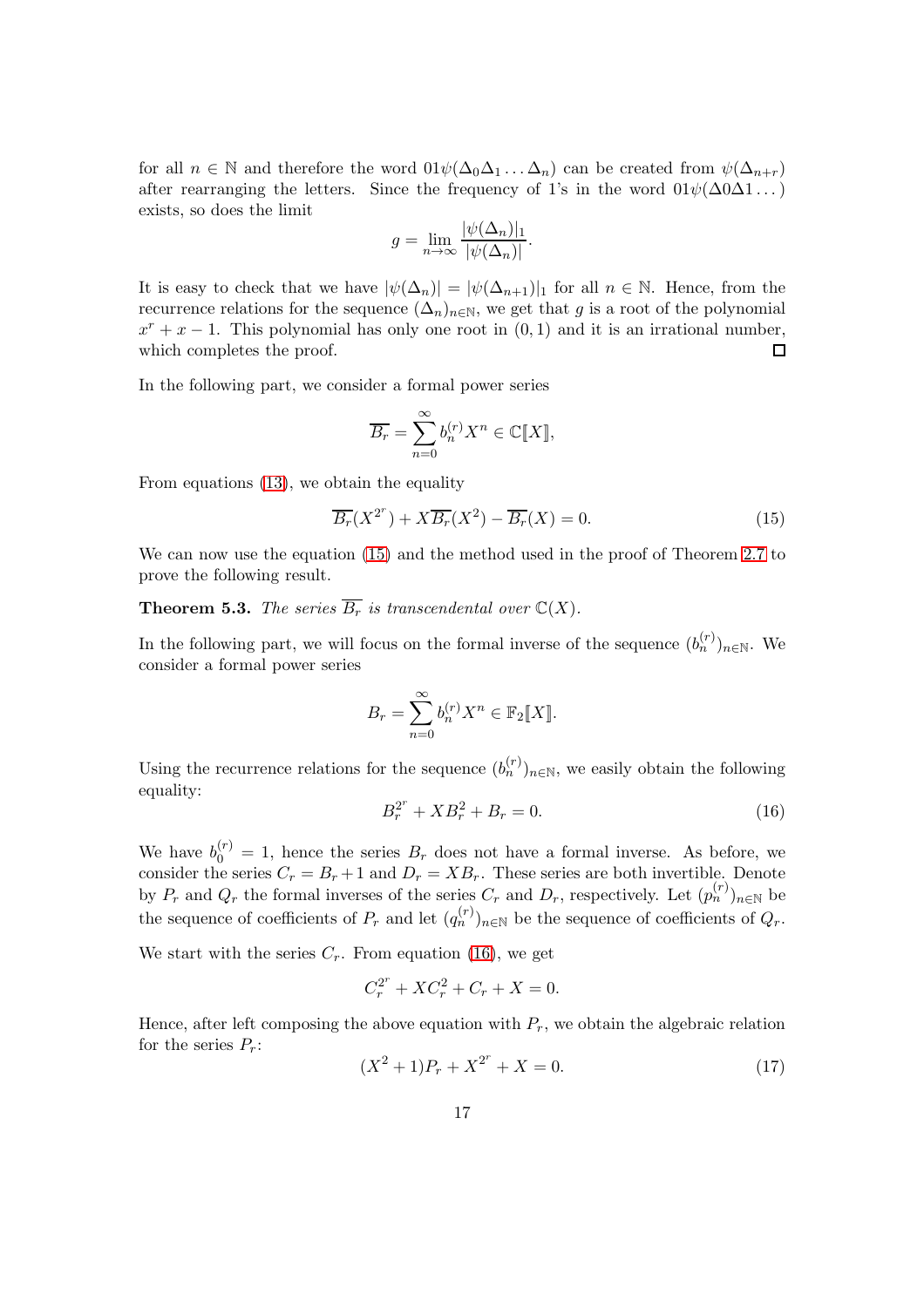for all $n \in \mathbb{N}$ and therefore the word $01\psi(\Delta_0\Delta_1 \dots \Delta_n)$ can be created from $\psi(\Delta_{n+r})$ after rearranging the letters. Since the frequency of 1's in the word $01\psi(\Delta 0 \Delta 1 \dots)$ exists, so does the limit

$$g = \lim_{n\to\infty} \frac{|\psi(\Delta_n)|_1}{|\psi(\Delta_n)|}.$$

It is easy to check that we have $|\psi(\Delta_n)| = |\psi(\Delta_{n+1})|_1$ for all $n \in \mathbb{N}$. Hence, from the recurrence relations for the sequence $(\Delta_n)_{n\in\mathbb{N}}$, we get that $g$ is a root of the polynomial $x^r + x - 1$. This polynomial has only one root in $(0, 1)$ and it is an irrational number, which completes the proof. ◻

In the following part, we consider a formal power series

$$\overline{B_r} = \sum_{n=0}^{\infty} b_n^{(r)} X^n \in \mathbb{C}[\![X]\!],$$

From equations (13), we obtain the equality

$$\overline{B_r}(X^{2^r}) + X\overline{B_r}(X^2) - \overline{B_r}(X) = 0. \tag{15}$$

We can now use the equation (15) and the method used in the proof of Theorem 2.7 to prove the following result.

**Theorem 5.3.** *The series $\overline{B_r}$ is transcendental over $\mathbb{C}(X)$.*

In the following part, we will focus on the formal inverse of the sequence $(b_n^{(r)})_{n\in\mathbb{N}}$. We consider a formal power series

$$B_r = \sum_{n=0}^{\infty} b_n^{(r)} X^n \in \mathbb{F}_2[\![X]\!].$$

Using the recurrence relations for the sequence $(b_n^{(r)})_{n\in\mathbb{N}}$, we easily obtain the following equality:

$$B_r^{2^r} + XB_r^2 + B_r = 0. \tag{16}$$

We have $b_0^{(r)} = 1$, hence the series $B_r$ does not have a formal inverse. As before, we consider the series $C_r = B_r + 1$ and $D_r = XB_r$. These series are both invertible. Denote by $P_r$ and $Q_r$ the formal inverses of the series $C_r$ and $D_r$, respectively. Let $(p_n^{(r)})_{n\in\mathbb{N}}$ be the sequence of coefficients of $P_r$ and let $(q_n^{(r)})_{n\in\mathbb{N}}$ be the sequence of coefficients of $Q_r$.

We start with the series $C_r$. From equation (16), we get

$$C_r^{2^r} + XC_r^2 + C_r + X = 0.$$

Hence, after left composing the above equation with $P_r$, we obtain the algebraic relation for the series $P_r$:

$$(X^2 + 1)P_r + X^{2^r} + X = 0. \tag{17}$$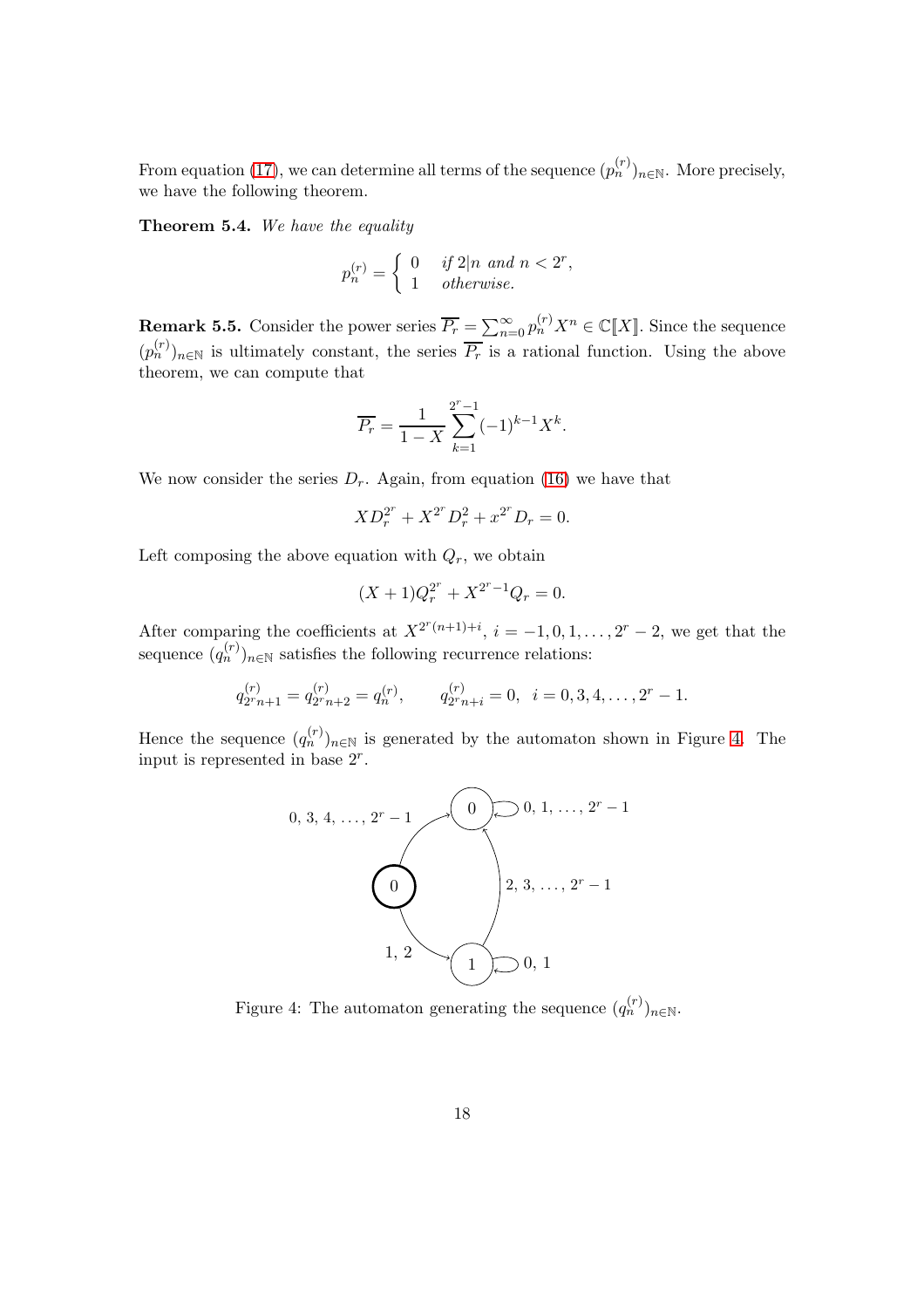From equation (17), we can determine all terms of the sequence $(p_n^{(r)})_{n\in\mathbb{N}}$. More precisely, we have the following theorem.

**Theorem 5.4.** *We have the equality*

$$p_n^{(r)} = \begin{cases} 0 & \text{if } 2|n \text{ and } n < 2^r, \\ 1 & \text{otherwise.} \end{cases}$$

**Remark 5.5.** Consider the power series $\overline{P_r} = \sum_{n=0}^{\infty} p_n^{(r)} X^n \in \mathbb{C}[\![X]\!]$. Since the sequence $(p_n^{(r)})_{n\in\mathbb{N}}$ is ultimately constant, the series $\overline{P_r}$ is a rational function. Using the above theorem, we can compute that

$$\overline{P_r} = \frac{1}{1-X} \sum_{k=1}^{2^r-1} (-1)^{k-1} X^k.$$

We now consider the series $D_r$. Again, from equation (16) we have that

$$X D_r^{2^r} + X^{2^r} D_r^2 + x^{2^r} D_r = 0.$$

Left composing the above equation with $Q_r$, we obtain

$$(X+1) Q_r^{2^r} + X^{2^r-1} Q_r = 0.$$

After comparing the coefficients at $X^{2^r(n+1)+i}$, $i = -1, 0, 1, \ldots, 2^r - 2$, we get that the sequence $(q_n^{(r)})_{n\in\mathbb{N}}$ satisfies the following recurrence relations:

$$q_{2^r n+1}^{(r)} = q_{2^r n+2}^{(r)} = q_n^{(r)}, \qquad q_{2^r n+i}^{(r)} = 0, \;\; i = 0, 3, 4, \ldots, 2^r - 1.$$

Hence the sequence $(q_n^{(r)})_{n\in\mathbb{N}}$ is generated by the automaton shown in Figure 4. The input is represented in base $2^r$.

Figure 4: The automaton generating the sequence $(q_n^{(r)})_{n\in\mathbb{N}}$.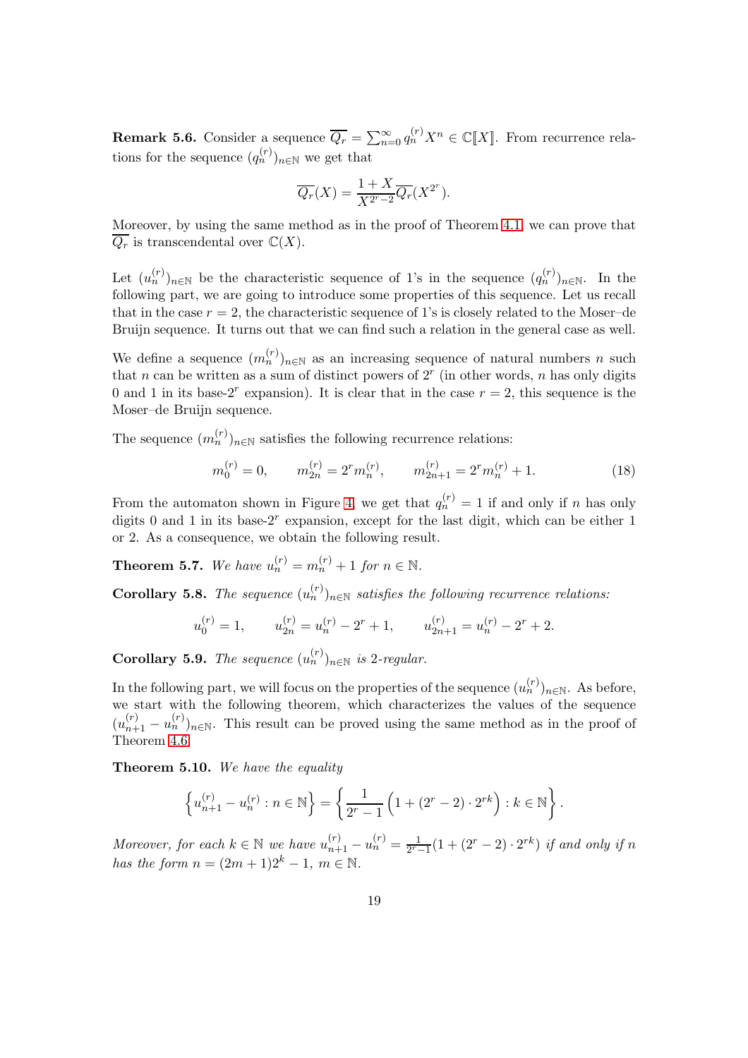**Remark 5.6.** Consider a sequence $\overline{Q_r} = \sum_{n=0}^{\infty} q_n^{(r)} X^n \in \mathbb{C}[\![X]\!]$. From recurrence relations for the sequence $(q_n^{(r)})_{n\in\mathbb{N}}$ we get that

$$\overline{Q_r}(X) = \frac{1+X}{X^{2^r-2}} \overline{Q_r}(X^{2^r}).$$

Moreover, by using the same method as in the proof of Theorem 4.1, we can prove that $\overline{Q_r}$ is transcendental over $\mathbb{C}(X)$.

Let $(u_n^{(r)})_{n\in\mathbb{N}}$ be the characteristic sequence of 1's in the sequence $(q_n^{(r)})_{n\in\mathbb{N}}$. In the following part, we are going to introduce some properties of this sequence. Let us recall that in the case $r = 2$, the characteristic sequence of 1's is closely related to the Moser–de Bruijn sequence. It turns out that we can find such a relation in the general case as well.

We define a sequence $(m_n^{(r)})_{n\in\mathbb{N}}$ as an increasing sequence of natural numbers $n$ such that $n$ can be written as a sum of distinct powers of $2^r$ (in other words, $n$ has only digits 0 and 1 in its base-$2^r$ expansion). It is clear that in the case $r = 2$, this sequence is the Moser–de Bruijn sequence.

The sequence $(m_n^{(r)})_{n\in\mathbb{N}}$ satisfies the following recurrence relations:

$$m_0^{(r)} = 0, \qquad m_{2n}^{(r)} = 2^r m_n^{(r)}, \qquad m_{2n+1}^{(r)} = 2^r m_n^{(r)} + 1. \tag{18}$$

From the automaton shown in Figure 4, we get that $q_n^{(r)} = 1$ if and only if $n$ has only digits 0 and 1 in its base-$2^r$ expansion, except for the last digit, which can be either 1 or 2. As a consequence, we obtain the following result.

**Theorem 5.7.** *We have $u_n^{(r)} = m_n^{(r)} + 1$ for $n \in \mathbb{N}$.*

**Corollary 5.8.** *The sequence $(u_n^{(r)})_{n\in\mathbb{N}}$ satisfies the following recurrence relations:*

$$u_0^{(r)} = 1, \qquad u_{2n}^{(r)} = u_n^{(r)} - 2^r + 1, \qquad u_{2n+1}^{(r)} = u_n^{(r)} - 2^r + 2.$$

**Corollary 5.9.** *The sequence $(u_n^{(r)})_{n\in\mathbb{N}}$ is 2-regular.*

In the following part, we will focus on the properties of the sequence $(u_n^{(r)})_{n\in\mathbb{N}}$. As before, we start with the following theorem, which characterizes the values of the sequence $(u_{n+1}^{(r)} - u_n^{(r)})_{n\in\mathbb{N}}$. This result can be proved using the same method as in the proof of Theorem 4.6.

**Theorem 5.10.** *We have the equality*

$$\left\{ u_{n+1}^{(r)} - u_n^{(r)} : n \in \mathbb{N} \right\} = \left\{ \frac{1}{2^r - 1} \left( 1 + (2^r - 2) \cdot 2^{rk} \right) : k \in \mathbb{N} \right\}.$$

*Moreover, for each $k \in \mathbb{N}$ we have $u_{n+1}^{(r)} - u_n^{(r)} = \frac{1}{2^r-1}(1 + (2^r - 2) \cdot 2^{rk})$ if and only if $n$ has the form $n = (2m+1)2^k - 1$, $m \in \mathbb{N}$.*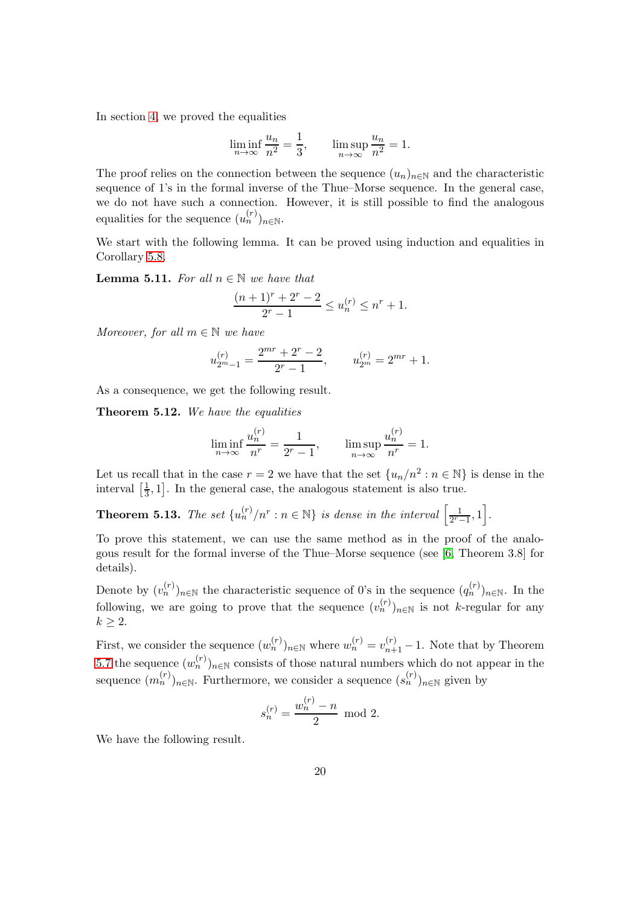In section 4, we proved the equalities

$$\liminf_{n\to\infty} \frac{u_n}{n^2} = \frac{1}{3}, \qquad \limsup_{n\to\infty} \frac{u_n}{n^2} = 1.$$

The proof relies on the connection between the sequence $(u_n)_{n\in\mathbb{N}}$ and the characteristic sequence of 1's in the formal inverse of the Thue–Morse sequence. In the general case, we do not have such a connection. However, it is still possible to find the analogous equalities for the sequence $(u_n^{(r)})_{n\in\mathbb{N}}$.

We start with the following lemma. It can be proved using induction and equalities in Corollary 5.8.

**Lemma 5.11.** *For all $n \in \mathbb{N}$ we have that*

$$\frac{(n+1)^r + 2^r - 2}{2^r - 1} \leq u_n^{(r)} \leq n^r + 1.$$

*Moreover, for all $m \in \mathbb{N}$ we have*

$$u_{2^m-1}^{(r)} = \frac{2^{mr} + 2^r - 2}{2^r - 1}, \qquad u_{2^m}^{(r)} = 2^{mr} + 1.$$

As a consequence, we get the following result.

**Theorem 5.12.** *We have the equalities*

$$\liminf_{n\to\infty} \frac{u_n^{(r)}}{n^r} = \frac{1}{2^r - 1}, \qquad \limsup_{n\to\infty} \frac{u_n^{(r)}}{n^r} = 1.$$

Let us recall that in the case $r = 2$ we have that the set $\{u_n/n^2 : n \in \mathbb{N}\}$ is dense in the interval $\left[\frac{1}{3}, 1\right]$. In the general case, the analogous statement is also true.

**Theorem 5.13.** *The set $\{u_n^{(r)}/n^r : n \in \mathbb{N}\}$ is dense in the interval $\left[\frac{1}{2^r-1}, 1\right]$.*

To prove this statement, we can use the same method as in the proof of the analogous result for the formal inverse of the Thue–Morse sequence (see [6, Theorem 3.8] for details).

Denote by $(v_n^{(r)})_{n\in\mathbb{N}}$ the characteristic sequence of 0's in the sequence $(q_n^{(r)})_{n\in\mathbb{N}}$. In the following, we are going to prove that the sequence $(v_n^{(r)})_{n\in\mathbb{N}}$ is not $k$-regular for any $k \geq 2$.

First, we consider the sequence $(w_n^{(r)})_{n\in\mathbb{N}}$ where $w_n^{(r)} = v_{n+1}^{(r)} - 1$. Note that by Theorem 5.7 the sequence $(w_n^{(r)})_{n\in\mathbb{N}}$ consists of those natural numbers which do not appear in the sequence $(m_n^{(r)})_{n\in\mathbb{N}}$. Furthermore, we consider a sequence $(s_n^{(r)})_{n\in\mathbb{N}}$ given by

$$s_n^{(r)} = \frac{w_n^{(r)} - n}{2} \mod 2.$$

We have the following result.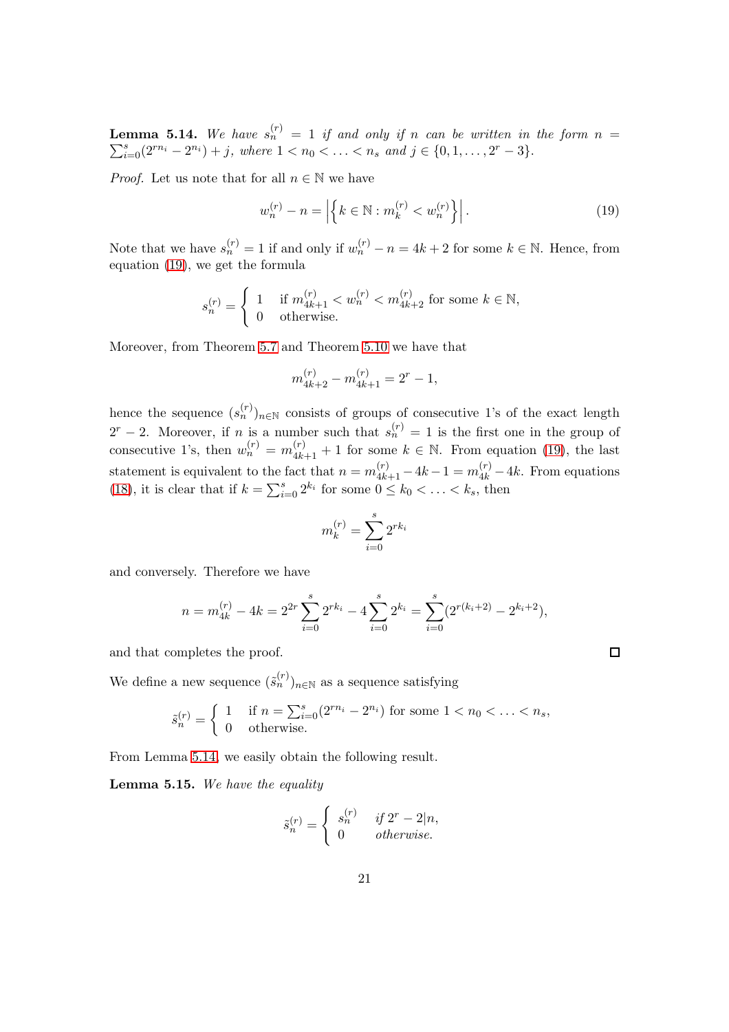**Lemma 5.14.** *We have $s_n^{(r)} = 1$ if and only if $n$ can be written in the form $n = \sum_{i=0}^{s}(2^{rn_i} - 2^{n_i}) + j$, where $1 < n_0 < \ldots < n_s$ and $j \in \{0, 1, \ldots, 2^r - 3\}$.*

*Proof.* Let us note that for all $n \in \mathbb{N}$ we have

$$w_n^{(r)} - n = \left|\left\{k \in \mathbb{N} : m_k^{(r)} < w_n^{(r)}\right\}\right|. \tag{19}$$

Note that we have $s_n^{(r)} = 1$ if and only if $w_n^{(r)} - n = 4k + 2$ for some $k \in \mathbb{N}$. Hence, from equation (19), we get the formula

$$s_n^{(r)} = \begin{cases} 1 & \text{if } m_{4k+1}^{(r)} < w_n^{(r)} < m_{4k+2}^{(r)} \text{ for some } k \in \mathbb{N}, \\ 0 & \text{otherwise.} \end{cases}$$

Moreover, from Theorem 5.7 and Theorem 5.10 we have that

$$m_{4k+2}^{(r)} - m_{4k+1}^{(r)} = 2^r - 1,$$

hence the sequence $(s_n^{(r)})_{n\in\mathbb{N}}$ consists of groups of consecutive 1's of the exact length $2^r - 2$. Moreover, if $n$ is a number such that $s_n^{(r)} = 1$ is the first one in the group of consecutive 1's, then $w_n^{(r)} = m_{4k+1}^{(r)} + 1$ for some $k \in \mathbb{N}$. From equation (19), the last statement is equivalent to the fact that $n = m_{4k+1}^{(r)} - 4k - 1 = m_{4k}^{(r)} - 4k$. From equations (18), it is clear that if $k = \sum_{i=0}^{s} 2^{k_i}$ for some $0 \leq k_0 < \ldots < k_s$, then

$$m_k^{(r)} = \sum_{i=0}^{s} 2^{rk_i}$$

and conversely. Therefore we have

$$n = m_{4k}^{(r)} - 4k = 2^{2r}\sum_{i=0}^{s} 2^{rk_i} - 4\sum_{i=0}^{s} 2^{k_i} = \sum_{i=0}^{s}(2^{r(k_i+2)} - 2^{k_i+2}),$$

and that completes the proof. ∎

We define a new sequence $(\tilde{s}_n^{(r)})_{n\in\mathbb{N}}$ as a sequence satisfying

$$\tilde{s}_n^{(r)} = \begin{cases} 1 & \text{if } n = \sum_{i=0}^{s}(2^{rn_i} - 2^{n_i}) \text{ for some } 1 < n_0 < \ldots < n_s, \\ 0 & \text{otherwise.} \end{cases}$$

From Lemma 5.14, we easily obtain the following result.

**Lemma 5.15.** *We have the equality*

$$\tilde{s}_n^{(r)} = \begin{cases} s_n^{(r)} & \textit{if } 2^r - 2 | n, \\ 0 & \textit{otherwise.} \end{cases}$$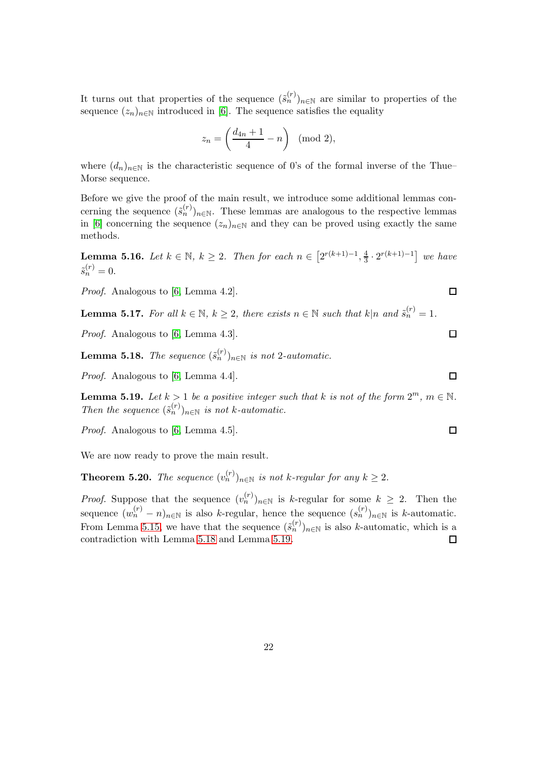It turns out that properties of the sequence $(\tilde{s}_n^{(r)})_{n\in\mathbb{N}}$ are similar to properties of the sequence $(z_n)_{n\in\mathbb{N}}$ introduced in [6]. The sequence satisfies the equality

$$z_n = \left(\frac{d_{4n}+1}{4} - n\right) \pmod{2},$$

where $(d_n)_{n\in\mathbb{N}}$ is the characteristic sequence of 0's of the formal inverse of the Thue–Morse sequence.

Before we give the proof of the main result, we introduce some additional lemmas concerning the sequence $(\tilde{s}_n^{(r)})_{n\in\mathbb{N}}$. These lemmas are analogous to the respective lemmas in [6] concerning the sequence $(z_n)_{n\in\mathbb{N}}$ and they can be proved using exactly the same methods.

**Lemma 5.16.** *Let $k \in \mathbb{N}$, $k \geq 2$. Then for each $n \in \left[2^{r(k+1)-1}, \frac{4}{3}\cdot 2^{r(k+1)-1}\right]$ we have $\tilde{s}_n^{(r)} = 0$.*

*Proof.* Analogous to [6, Lemma 4.2]. ∎

**Lemma 5.17.** *For all $k \in \mathbb{N}$, $k \geq 2$, there exists $n \in \mathbb{N}$ such that $k|n$ and $\tilde{s}_n^{(r)} = 1$.*

*Proof.* Analogous to [6, Lemma 4.3]. ∎

**Lemma 5.18.** *The sequence $(\tilde{s}_n^{(r)})_{n\in\mathbb{N}}$ is not 2-automatic.*

*Proof.* Analogous to [6, Lemma 4.4]. ∎

**Lemma 5.19.** *Let $k > 1$ be a positive integer such that $k$ is not of the form $2^m$, $m \in \mathbb{N}$. Then the sequence $(\tilde{s}_n^{(r)})_{n\in\mathbb{N}}$ is not $k$-automatic.*

*Proof.* Analogous to [6, Lemma 4.5]. ∎

We are now ready to prove the main result.

**Theorem 5.20.** *The sequence $(v_n^{(r)})_{n\in\mathbb{N}}$ is not $k$-regular for any $k \geq 2$.*

*Proof.* Suppose that the sequence $(v_n^{(r)})_{n\in\mathbb{N}}$ is $k$-regular for some $k \geq 2$. Then the sequence $(w_n^{(r)} - n)_{n\in\mathbb{N}}$ is also $k$-regular, hence the sequence $(s_n^{(r)})_{n\in\mathbb{N}}$ is $k$-automatic. From Lemma 5.15, we have that the sequence $(\tilde{s}_n^{(r)})_{n\in\mathbb{N}}$ is also $k$-automatic, which is a contradiction with Lemma 5.18 and Lemma 5.19. ∎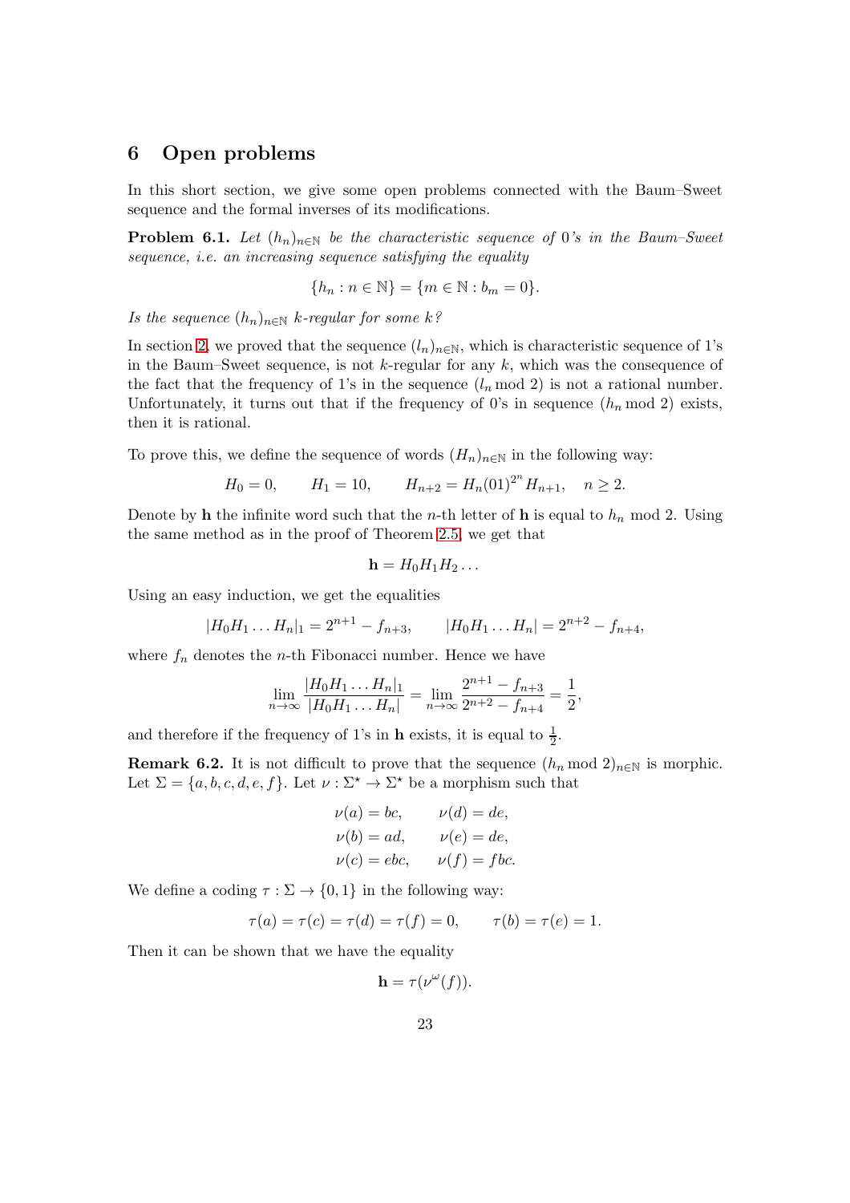## 6 Open problems

In this short section, we give some open problems connected with the Baum–Sweet sequence and the formal inverses of its modifications.

**Problem 6.1.** *Let $(h_n)_{n\in\mathbb{N}}$ be the characteristic sequence of 0's in the Baum–Sweet sequence, i.e. an increasing sequence satisfying the equality*

$$\{h_n : n \in \mathbb{N}\} = \{m \in \mathbb{N} : b_m = 0\}.$$

*Is the sequence $(h_n)_{n\in\mathbb{N}}$ $k$-regular for some $k$?*

In section 2, we proved that the sequence $(l_n)_{n\in\mathbb{N}}$, which is characteristic sequence of 1's in the Baum–Sweet sequence, is not $k$-regular for any $k$, which was the consequence of the fact that the frequency of 1's in the sequence $(l_n \bmod 2)$ is not a rational number. Unfortunately, it turns out that if the frequency of 0's in sequence $(h_n \bmod 2)$ exists, then it is rational.

To prove this, we define the sequence of words $(H_n)_{n\in\mathbb{N}}$ in the following way:

$$H_0 = 0, \qquad H_1 = 10, \qquad H_{n+2} = H_n(01)^{2^n}H_{n+1}, \quad n \geq 2.$$

Denote by $\mathbf{h}$ the infinite word such that the $n$-th letter of $\mathbf{h}$ is equal to $h_n \bmod 2$. Using the same method as in the proof of Theorem 2.5, we get that

$$\mathbf{h} = H_0H_1H_2\ldots$$

Using an easy induction, we get the equalities

$$|H_0H_1\ldots H_n|_1 = 2^{n+1} - f_{n+3}, \qquad |H_0H_1\ldots H_n| = 2^{n+2} - f_{n+4},$$

where $f_n$ denotes the $n$-th Fibonacci number. Hence we have

$$\lim_{n\to\infty} \frac{|H_0H_1\ldots H_n|_1}{|H_0H_1\ldots H_n|} = \lim_{n\to\infty} \frac{2^{n+1} - f_{n+3}}{2^{n+2} - f_{n+4}} = \frac{1}{2},$$

and therefore if the frequency of 1's in $\mathbf{h}$ exists, it is equal to $\frac{1}{2}$.

**Remark 6.2.** It is not difficult to prove that the sequence $(h_n \bmod 2)_{n\in\mathbb{N}}$ is morphic. Let $\Sigma = \{a, b, c, d, e, f\}$. Let $\nu : \Sigma^\star \to \Sigma^\star$ be a morphism such that

$$\begin{aligned} \nu(a) &= bc, & \nu(d) &= de, \\ \nu(b) &= ad, & \nu(e) &= de, \\ \nu(c) &= ebc, & \nu(f) &= fbc. \end{aligned}$$

We define a coding $\tau : \Sigma \to \{0, 1\}$ in the following way:

$$\tau(a) = \tau(c) = \tau(d) = \tau(f) = 0, \qquad \tau(b) = \tau(e) = 1.$$

Then it can be shown that we have the equality

$$\mathbf{h} = \tau(\nu^\omega(f)).$$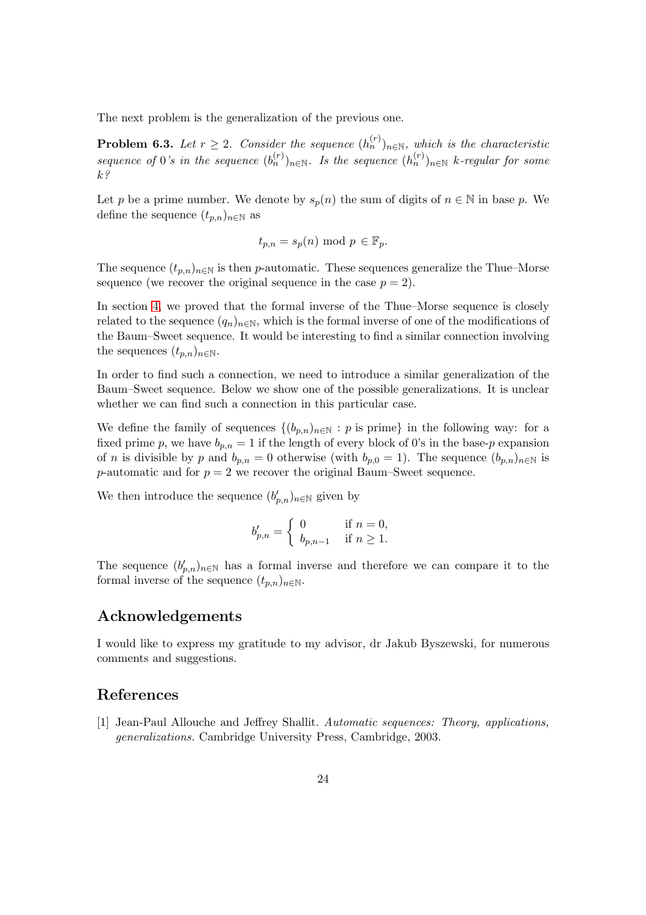The next problem is the generalization of the previous one.

**Problem 6.3.** *Let $r \geq 2$. Consider the sequence $(h_n^{(r)})_{n\in\mathbb{N}}$, which is the characteristic sequence of 0's in the sequence $(b_n^{(r)})_{n\in\mathbb{N}}$. Is the sequence $(h_n^{(r)})_{n\in\mathbb{N}}$ $k$-regular for some $k$?*

Let $p$ be a prime number. We denote by $s_p(n)$ the sum of digits of $n \in \mathbb{N}$ in base $p$. We define the sequence $(t_{p,n})_{n\in\mathbb{N}}$ as

$$t_{p,n} = s_p(n) \bmod p \in \mathbb{F}_p.$$

The sequence $(t_{p,n})_{n\in\mathbb{N}}$ is then $p$-automatic. These sequences generalize the Thue–Morse sequence (we recover the original sequence in the case $p = 2$).

In section 4, we proved that the formal inverse of the Thue–Morse sequence is closely related to the sequence $(q_n)_{n\in\mathbb{N}}$, which is the formal inverse of one of the modifications of the Baum–Sweet sequence. It would be interesting to find a similar connection involving the sequences $(t_{p,n})_{n\in\mathbb{N}}$.

In order to find such a connection, we need to introduce a similar generalization of the Baum–Sweet sequence. Below we show one of the possible generalizations. It is unclear whether we can find such a connection in this particular case.

We define the family of sequences $\{(b_{p,n})_{n\in\mathbb{N}} : p \text{ is prime}\}$ in the following way: for a fixed prime $p$, we have $b_{p,n} = 1$ if the length of every block of 0's in the base-$p$ expansion of $n$ is divisible by $p$ and $b_{p,n} = 0$ otherwise (with $b_{p,0} = 1$). The sequence $(b_{p,n})_{n\in\mathbb{N}}$ is $p$-automatic and for $p = 2$ we recover the original Baum–Sweet sequence.

We then introduce the sequence $(b'_{p,n})_{n\in\mathbb{N}}$ given by

$$b'_{p,n} = \begin{cases} 0 & \text{if } n = 0, \\ b_{p,n-1} & \text{if } n \geq 1. \end{cases}$$

The sequence $(b'_{p,n})_{n\in\mathbb{N}}$ has a formal inverse and therefore we can compare it to the formal inverse of the sequence $(t_{p,n})_{n\in\mathbb{N}}$.

## Acknowledgements

I would like to express my gratitude to my advisor, dr Jakub Byszewski, for numerous comments and suggestions.

## References

[1] Jean-Paul Allouche and Jeffrey Shallit. *Automatic sequences: Theory, applications, generalizations.* Cambridge University Press, Cambridge, 2003.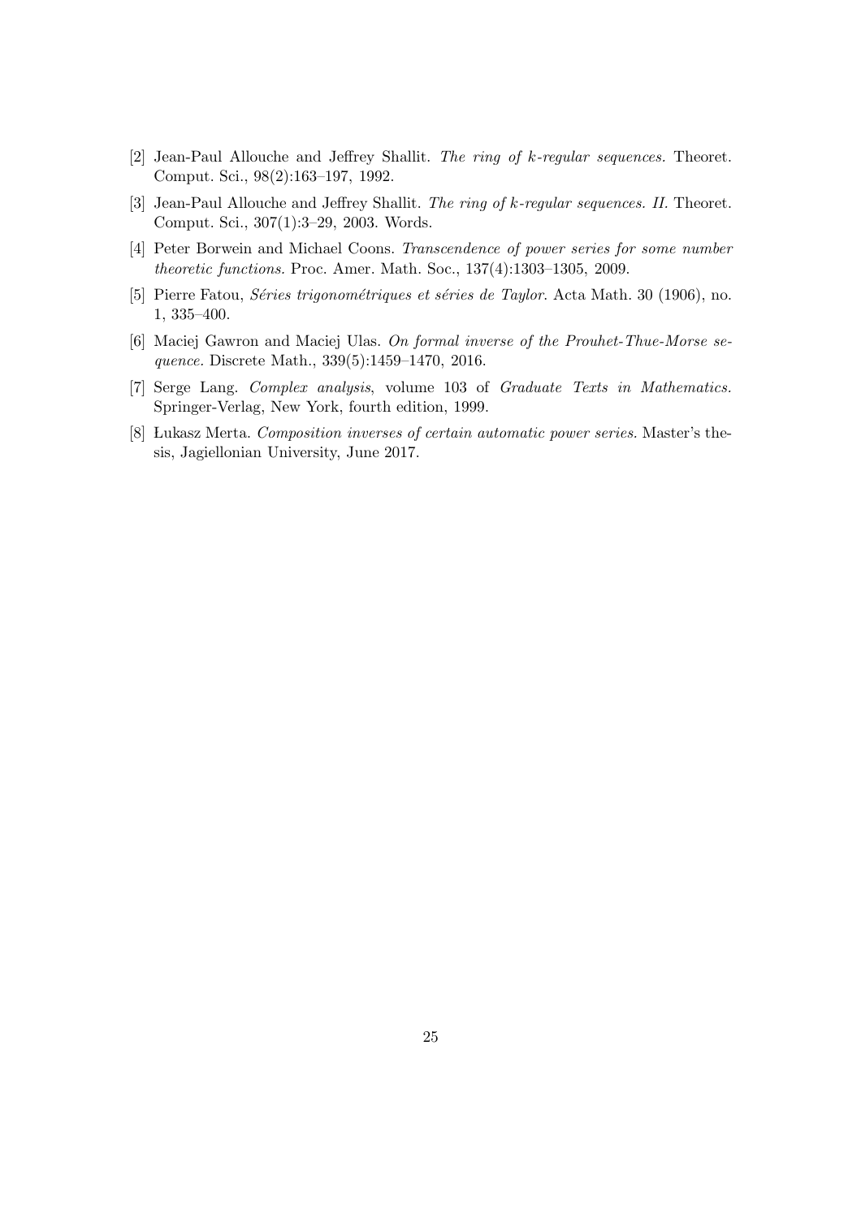[2] Jean-Paul Allouche and Jeffrey Shallit. *The ring of $k$-regular sequences.* Theoret. Comput. Sci., 98(2):163–197, 1992.

[3] Jean-Paul Allouche and Jeffrey Shallit. *The ring of $k$-regular sequences. II.* Theoret. Comput. Sci., 307(1):3–29, 2003. Words.

[4] Peter Borwein and Michael Coons. *Transcendence of power series for some number theoretic functions.* Proc. Amer. Math. Soc., 137(4):1303–1305, 2009.

[5] Pierre Fatou, *Séries trigonométriques et séries de Taylor*. Acta Math. 30 (1906), no. 1, 335–400.

[6] Maciej Gawron and Maciej Ulas. *On formal inverse of the Prouhet-Thue-Morse sequence.* Discrete Math., 339(5):1459–1470, 2016.

[7] Serge Lang. *Complex analysis*, volume 103 of *Graduate Texts in Mathematics.* Springer-Verlag, New York, fourth edition, 1999.

[8] Łukasz Merta. *Composition inverses of certain automatic power series.* Master's thesis, Jagiellonian University, June 2017.